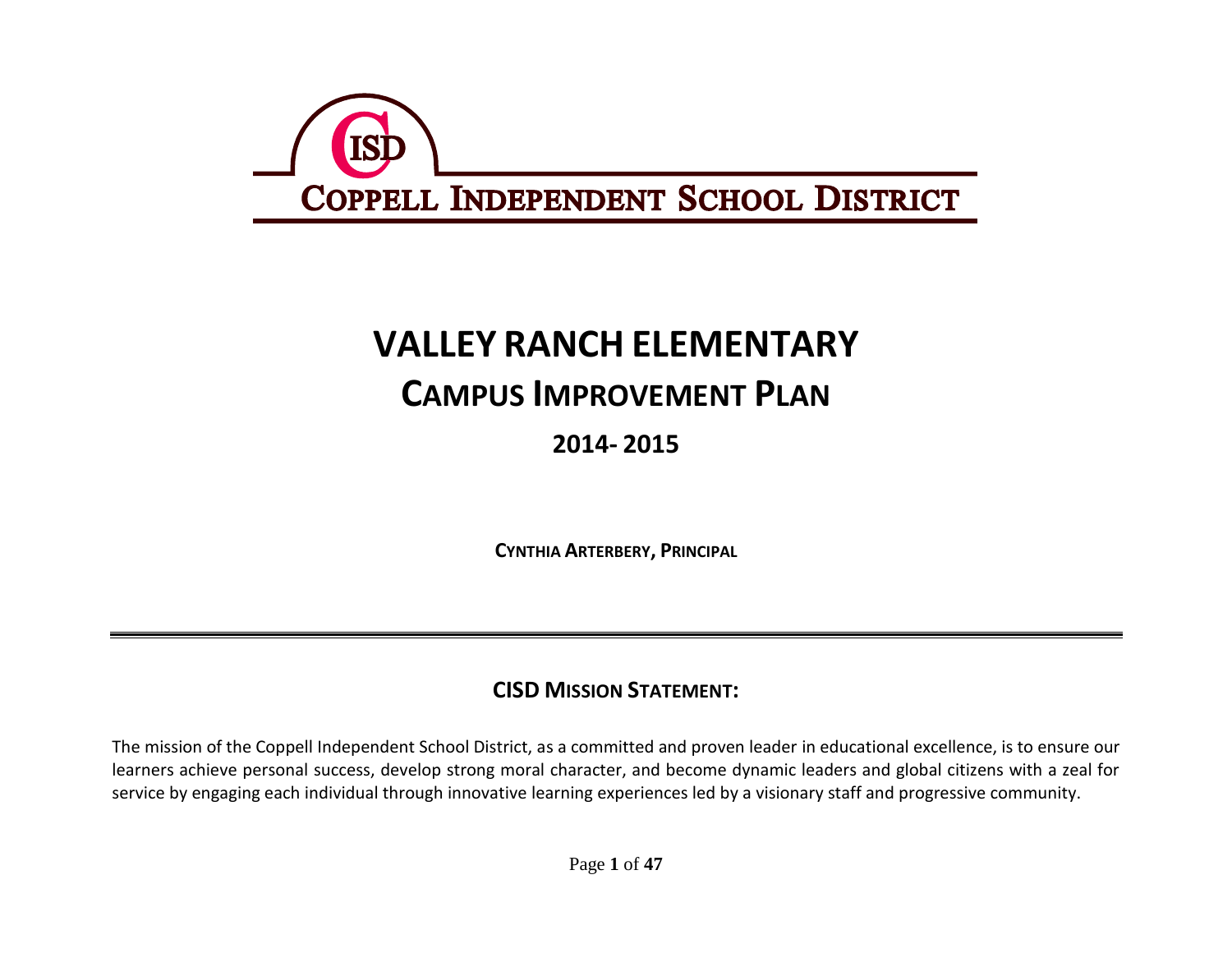CISD

COPPELL INDEPENDENT SCHOOL DISTRICT

# VALLEY RANCH ELEMENTARY

## CAMPUS IMPROVEMENT PLAN

### 2014- 2015

**CYNTHIA ARTERBERY, PRINCIPAL**

---

## CISD MISSION STATEMENT:

The mission of the Coppell Independent School District, as a committed and proven leader in educational excellence, is to ensure our learners achieve personal success, develop strong moral character, and become dynamic leaders and global citizens with a zeal for service by engaging each individual through innovative learning experiences led by a visionary staff and progressive community.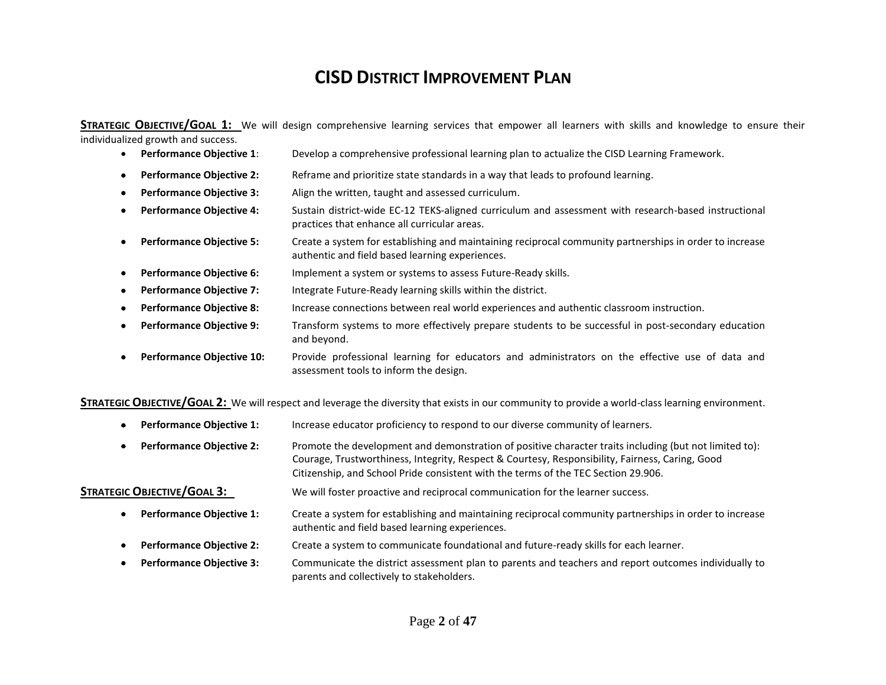# CISD District Improvement Plan

**Strategic Objective/Goal 1:** We will design comprehensive learning services that empower all learners with skills and knowledge to ensure their individualized growth and success.

- **Performance Objective 1**: Develop a comprehensive professional learning plan to actualize the CISD Learning Framework.
- **Performance Objective 2:** Reframe and prioritize state standards in a way that leads to profound learning.
- **Performance Objective 3:** Align the written, taught and assessed curriculum.
- **Performance Objective 4:** Sustain district-wide EC-12 TEKS-aligned curriculum and assessment with research-based instructional practices that enhance all curricular areas.
- **Performance Objective 5:** Create a system for establishing and maintaining reciprocal community partnerships in order to increase authentic and field based learning experiences.
- **Performance Objective 6:** Implement a system or systems to assess Future-Ready skills.
- **Performance Objective 7:** Integrate Future-Ready learning skills within the district.
- **Performance Objective 8:** Increase connections between real world experiences and authentic classroom instruction.
- **Performance Objective 9:** Transform systems to more effectively prepare students to be successful in post-secondary education and beyond.
- **Performance Objective 10:** Provide professional learning for educators and administrators on the effective use of data and assessment tools to inform the design.

**Strategic Objective/Goal 2:** We will respect and leverage the diversity that exists in our community to provide a world-class learning environment.

- **Performance Objective 1:** Increase educator proficiency to respond to our diverse community of learners.
- **Performance Objective 2:** Promote the development and demonstration of positive character traits including (but not limited to): Courage, Trustworthiness, Integrity, Respect & Courtesy, Responsibility, Fairness, Caring, Good Citizenship, and School Pride consistent with the terms of the TEC Section 29.906.

**Strategic Objective/Goal 3:** We will foster proactive and reciprocal communication for the learner success.

- **Performance Objective 1:** Create a system for establishing and maintaining reciprocal community partnerships in order to increase authentic and field based learning experiences.
- **Performance Objective 2:** Create a system to communicate foundational and future-ready skills for each learner.
- **Performance Objective 3:** Communicate the district assessment plan to parents and teachers and report outcomes individually to parents and collectively to stakeholders.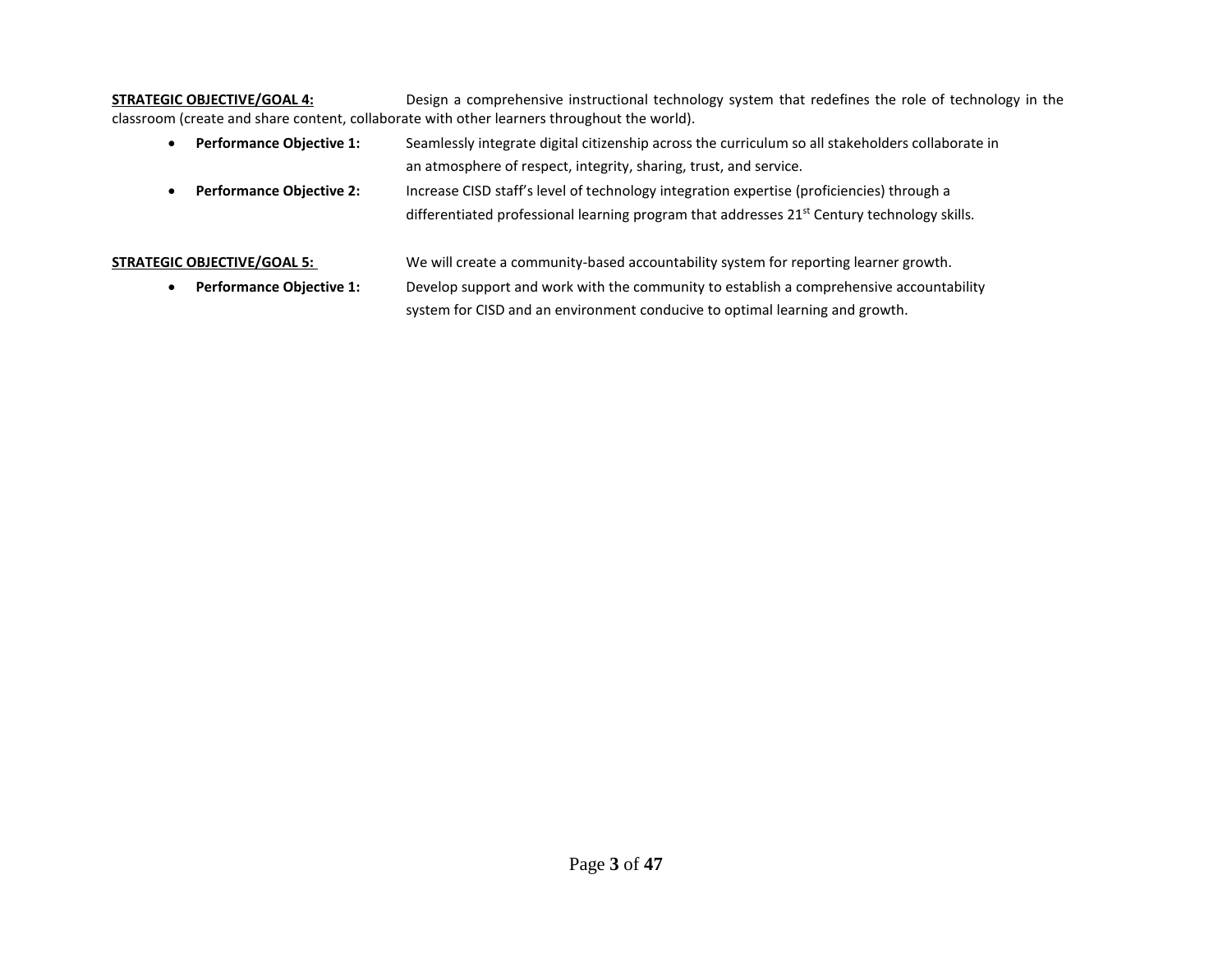**STRATEGIC OBJECTIVE/GOAL 4:** Design a comprehensive instructional technology system that redefines the role of technology in the classroom (create and share content, collaborate with other learners throughout the world).

- **Performance Objective 1:** Seamlessly integrate digital citizenship across the curriculum so all stakeholders collaborate in an atmosphere of respect, integrity, sharing, trust, and service.
- **Performance Objective 2:** Increase CISD staff's level of technology integration expertise (proficiencies) through a differentiated professional learning program that addresses 21st Century technology skills.

**STRATEGIC OBJECTIVE/GOAL 5:** We will create a community-based accountability system for reporting learner growth.

- **Performance Objective 1:** Develop support and work with the community to establish a comprehensive accountability system for CISD and an environment conducive to optimal learning and growth.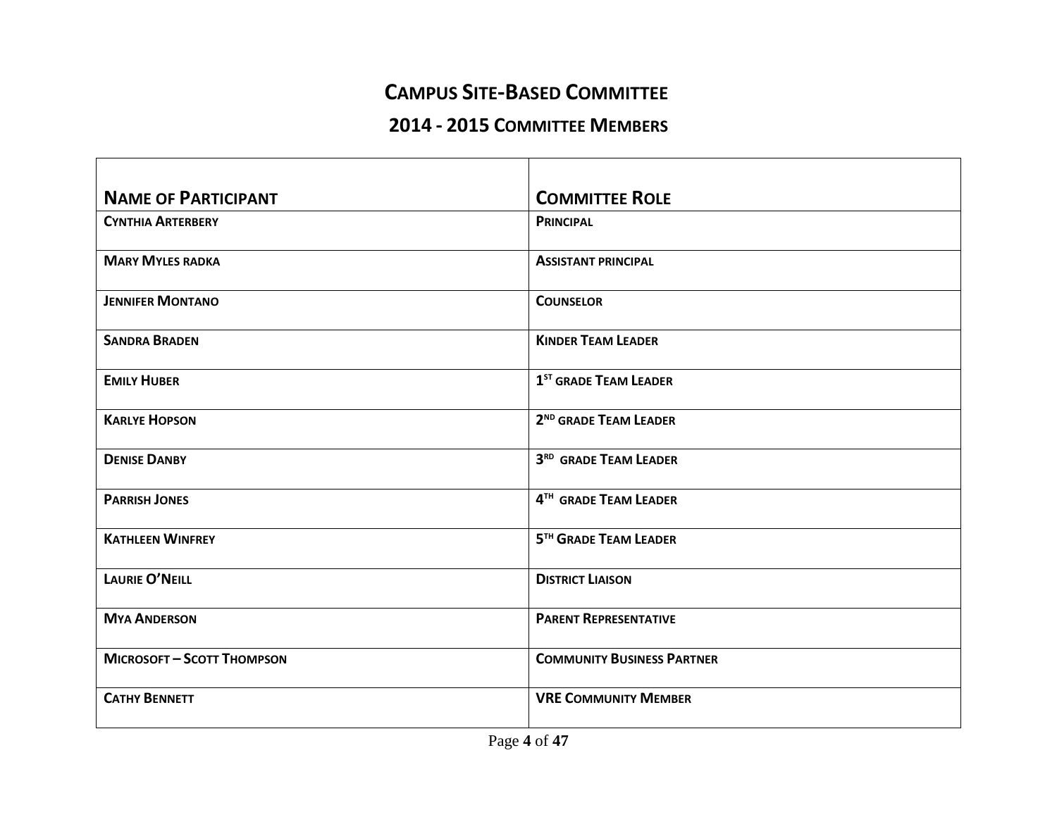# CAMPUS SITE-BASED COMMITTEE

## 2014 - 2015 COMMITTEE MEMBERS

| NAME OF PARTICIPANT | COMMITTEE ROLE |
|---|---|
| CYNTHIA ARTERBERY | PRINCIPAL |
| MARY MYLES RADKA | ASSISTANT PRINCIPAL |
| JENNIFER MONTANO | COUNSELOR |
| SANDRA BRADEN | KINDER TEAM LEADER |
| EMILY HUBER | 1ST GRADE TEAM LEADER |
| KARLYE HOPSON | 2ND GRADE TEAM LEADER |
| DENISE DANBY | 3RD GRADE TEAM LEADER |
| PARRISH JONES | 4TH GRADE TEAM LEADER |
| KATHLEEN WINFREY | 5TH GRADE TEAM LEADER |
| LAURIE O'NEILL | DISTRICT LIAISON |
| MYA ANDERSON | PARENT REPRESENTATIVE |
| MICROSOFT – SCOTT THOMPSON | COMMUNITY BUSINESS PARTNER |
| CATHY BENNETT | VRE COMMUNITY MEMBER |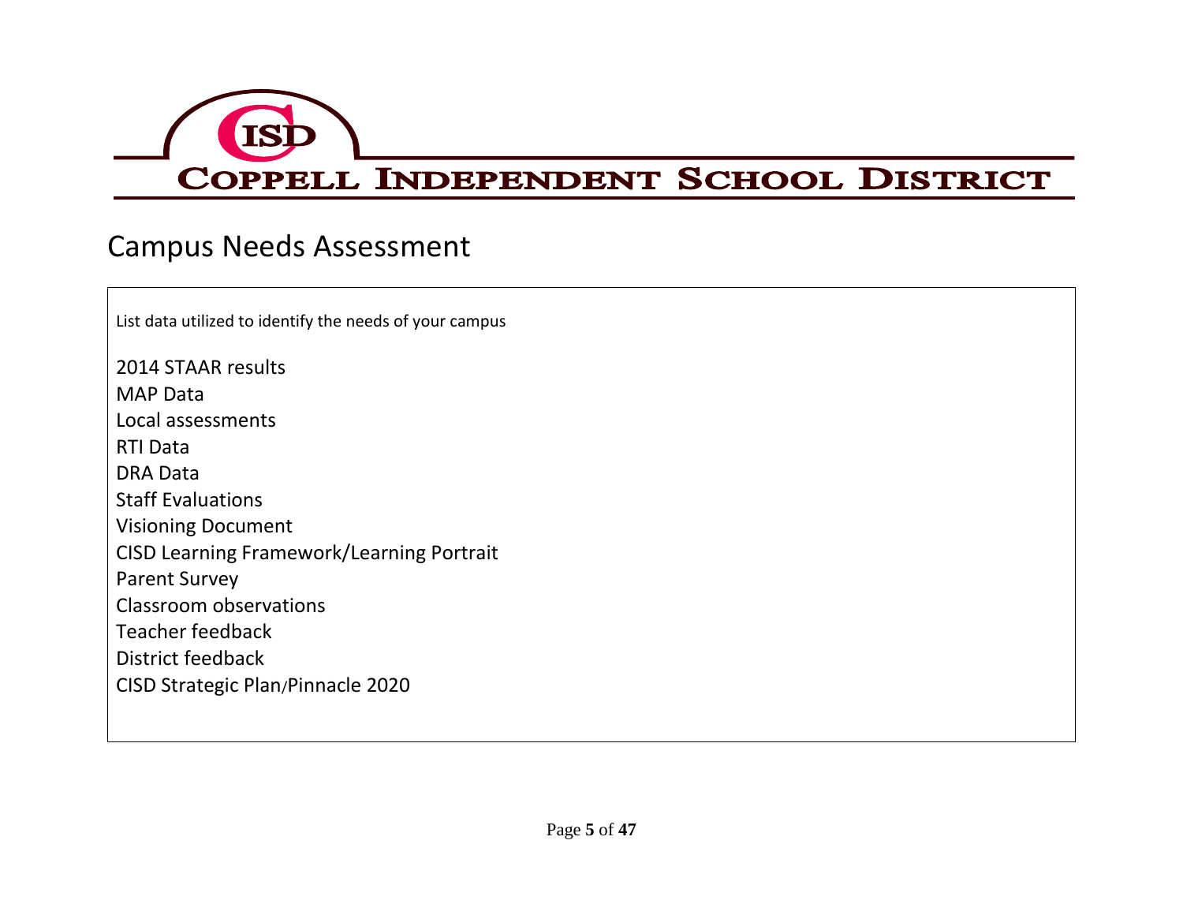COPPELL INDEPENDENT SCHOOL DISTRICT

# Campus Needs Assessment

List data utilized to identify the needs of your campus

2014 STAAR results
MAP Data
Local assessments
RTI Data
DRA Data
Staff Evaluations
Visioning Document
CISD Learning Framework/Learning Portrait
Parent Survey
Classroom observations
Teacher feedback
District feedback
CISD Strategic Plan/Pinnacle 2020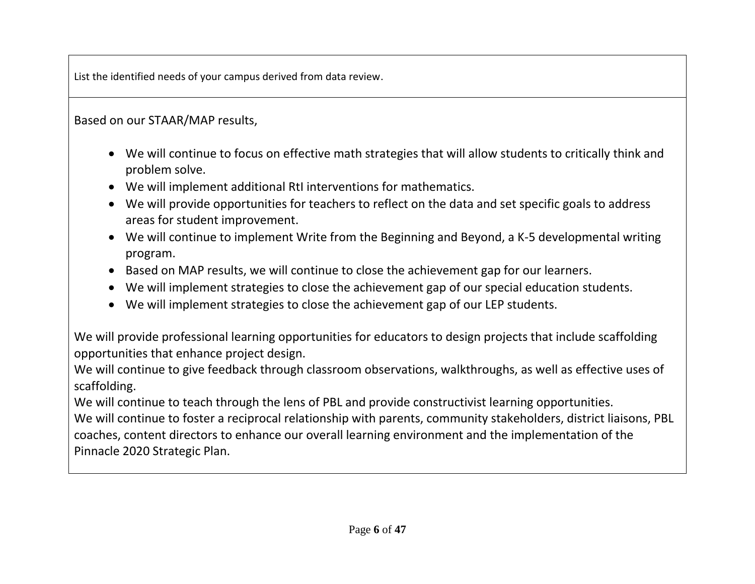| List the identified needs of your campus derived from data review. |
| --- |
| Based on our STAAR/MAP results,<br><br>• We will continue to focus on effective math strategies that will allow students to critically think and problem solve.<br>• We will implement additional RtI interventions for mathematics.<br>• We will provide opportunities for teachers to reflect on the data and set specific goals to address areas for student improvement.<br>• We will continue to implement Write from the Beginning and Beyond, a K-5 developmental writing program.<br>• Based on MAP results, we will continue to close the achievement gap for our learners.<br>• We will implement strategies to close the achievement gap of our special education students.<br>• We will implement strategies to close the achievement gap of our LEP students.<br><br>We will provide professional learning opportunities for educators to design projects that include scaffolding opportunities that enhance project design.<br>We will continue to give feedback through classroom observations, walkthroughs, as well as effective uses of scaffolding.<br>We will continue to teach through the lens of PBL and provide constructivist learning opportunities.<br>We will continue to foster a reciprocal relationship with parents, community stakeholders, district liaisons, PBL coaches, content directors to enhance our overall learning environment and the implementation of the Pinnacle 2020 Strategic Plan. |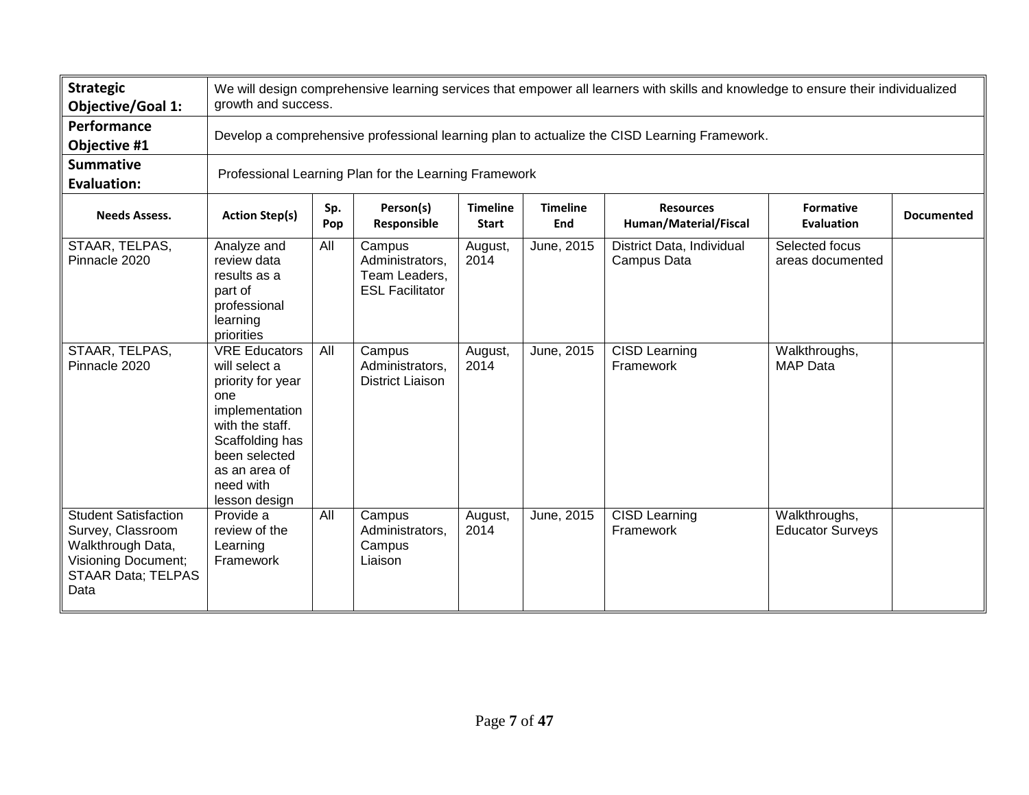| **Strategic Objective/Goal 1:** | We will design comprehensive learning services that empower all learners with skills and knowledge to ensure their individualized growth and success. | | | | | | | |
|---|---|---|---|---|---|---|---|---|
| **Performance Objective #1** | Develop a comprehensive professional learning plan to actualize the CISD Learning Framework. | | | | | | | |
| **Summative Evaluation:** | Professional Learning Plan for the Learning Framework | | | | | | | |
| **Needs Assess.** | **Action Step(s)** | **Sp. Pop** | **Person(s) Responsible** | **Timeline Start** | **Timeline End** | **Resources Human/Material/Fiscal** | **Formative Evaluation** | **Documented** |
| STAAR, TELPAS, Pinnacle 2020 | Analyze and review data results as a part of professional learning priorities | All | Campus Administrators, Team Leaders, ESL Facilitator | August, 2014 | June, 2015 | District Data, Individual Campus Data | Selected focus areas documented | |
| STAAR, TELPAS, Pinnacle 2020 | VRE Educators will select a priority for year one implementation with the staff. Scaffolding has been selected as an area of need with lesson design | All | Campus Administrators, District Liaison | August, 2014 | June, 2015 | CISD Learning Framework | Walkthroughs, MAP Data | |
| Student Satisfaction Survey, Classroom Walkthrough Data, Visioning Document; STAAR Data; TELPAS Data | Provide a review of the Learning Framework | All | Campus Administrators, Campus Liaison | August, 2014 | June, 2015 | CISD Learning Framework | Walkthroughs, Educator Surveys | |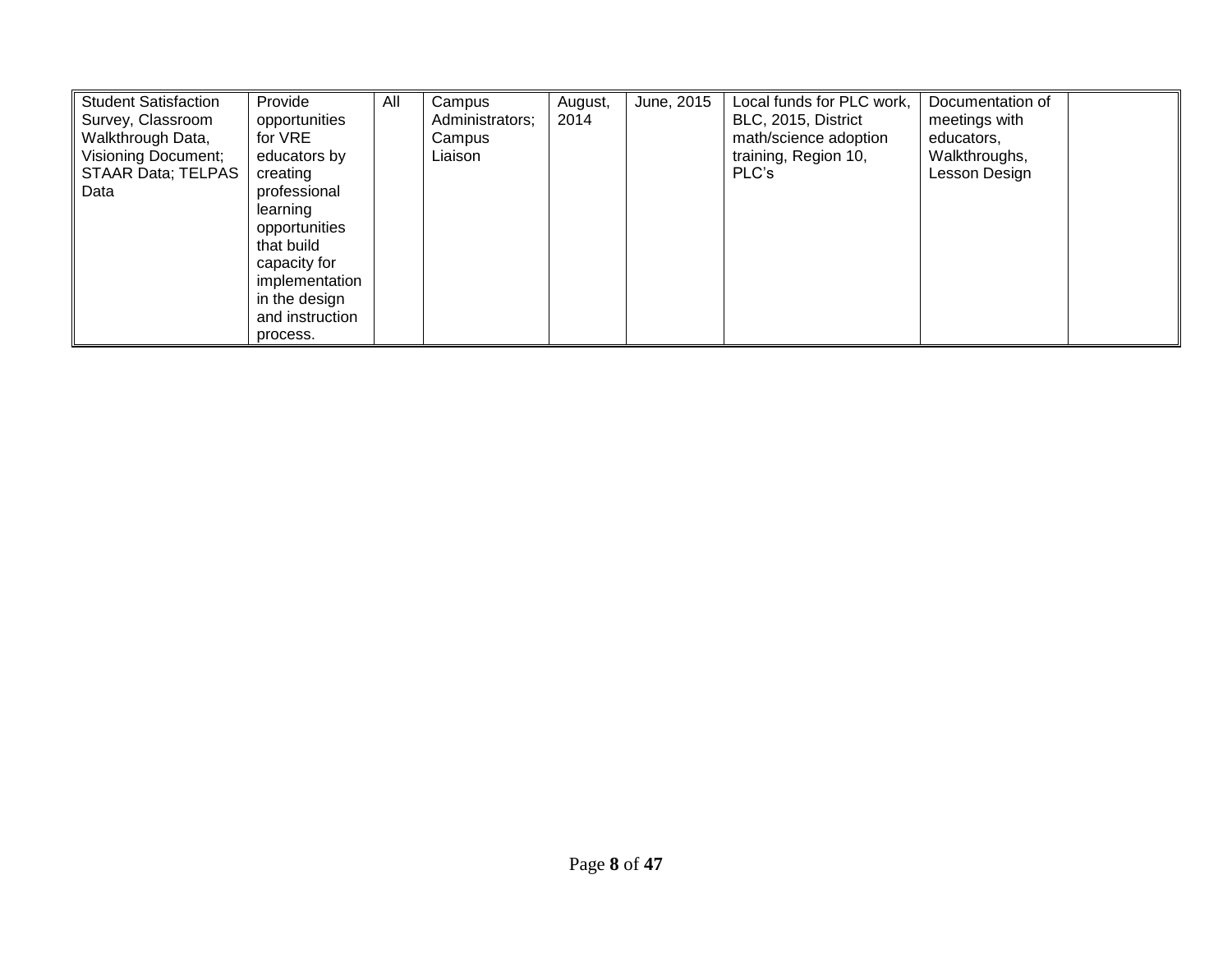| | | | | | | | | |
|---|---|---|---|---|---|---|---|---|
| Student Satisfaction Survey, Classroom Walkthrough Data, Visioning Document; STAAR Data; TELPAS Data | Provide opportunities for VRE educators by creating professional learning opportunities that build capacity for implementation in the design and instruction process. | All | Campus Administrators; Campus Liaison | August, 2014 | June, 2015 | Local funds for PLC work, BLC, 2015, District math/science adoption training, Region 10, PLC's | Documentation of meetings with educators, Walkthroughs, Lesson Design | |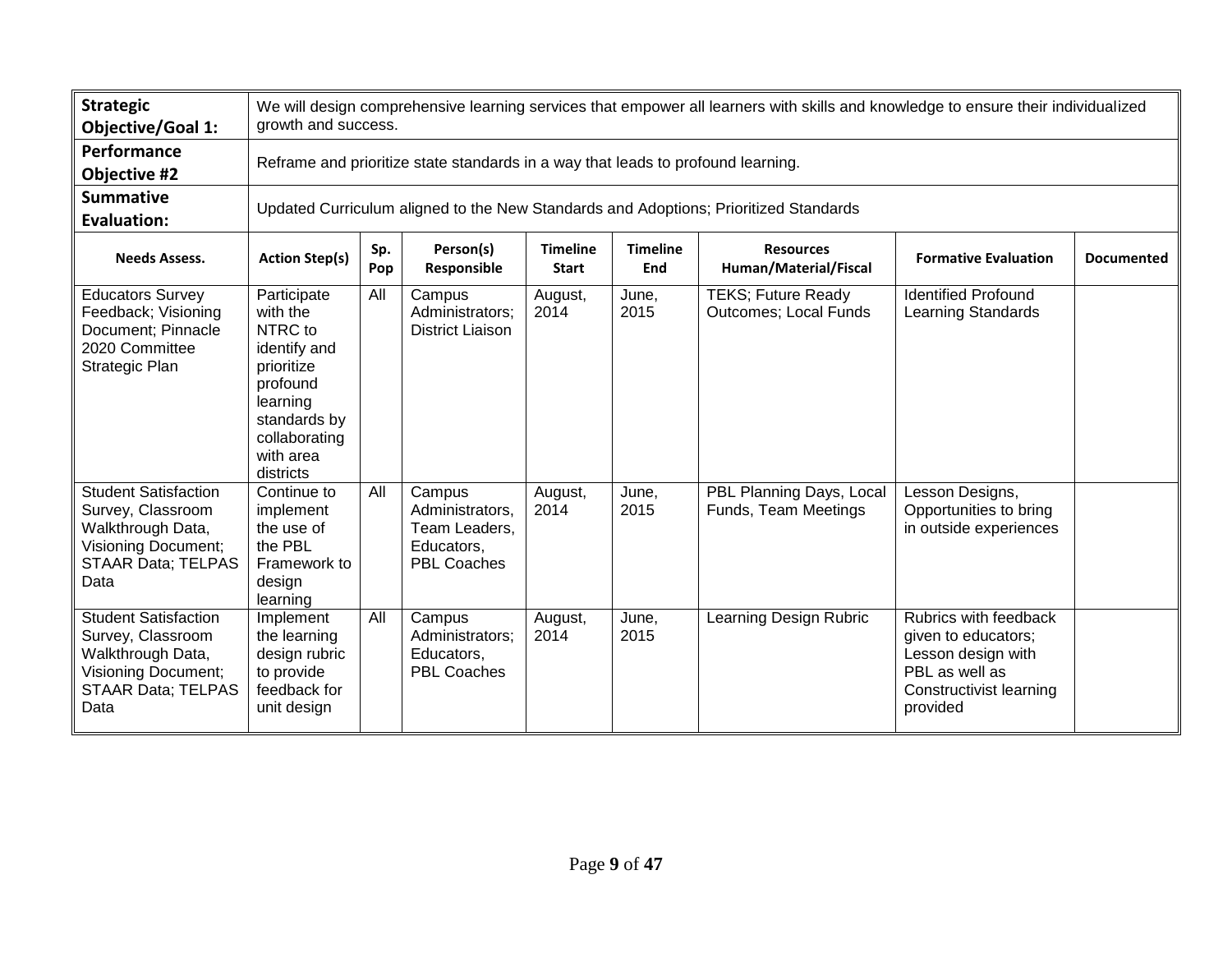| **Strategic Objective/Goal 1:** | We will design comprehensive learning services that empower all learners with skills and knowledge to ensure their individualized growth and success. | | | | | | | |
|---|---|---|---|---|---|---|---|---|
| **Performance Objective #2** | Reframe and prioritize state standards in a way that leads to profound learning. | | | | | | | |
| **Summative Evaluation:** | Updated Curriculum aligned to the New Standards and Adoptions; Prioritized Standards | | | | | | | |
| **Needs Assess.** | **Action Step(s)** | **Sp. Pop** | **Person(s) Responsible** | **Timeline Start** | **Timeline End** | **Resources Human/Material/Fiscal** | **Formative Evaluation** | **Documented** |
| Educators Survey Feedback; Visioning Document; Pinnacle 2020 Committee Strategic Plan | Participate with the NTRC to identify and prioritize profound learning standards by collaborating with area districts | All | Campus Administrators; District Liaison | August, 2014 | June, 2015 | TEKS; Future Ready Outcomes; Local Funds | Identified Profound Learning Standards | |
| Student Satisfaction Survey, Classroom Walkthrough Data, Visioning Document; STAAR Data; TELPAS Data | Continue to implement the use of the PBL Framework to design learning | All | Campus Administrators, Team Leaders, Educators, PBL Coaches | August, 2014 | June, 2015 | PBL Planning Days, Local Funds, Team Meetings | Lesson Designs, Opportunities to bring in outside experiences | |
| Student Satisfaction Survey, Classroom Walkthrough Data, Visioning Document; STAAR Data; TELPAS Data | Implement the learning design rubric to provide feedback for unit design | All | Campus Administrators; Educators, PBL Coaches | August, 2014 | June, 2015 | Learning Design Rubric | Rubrics with feedback given to educators; Lesson design with PBL as well as Constructivist learning provided | |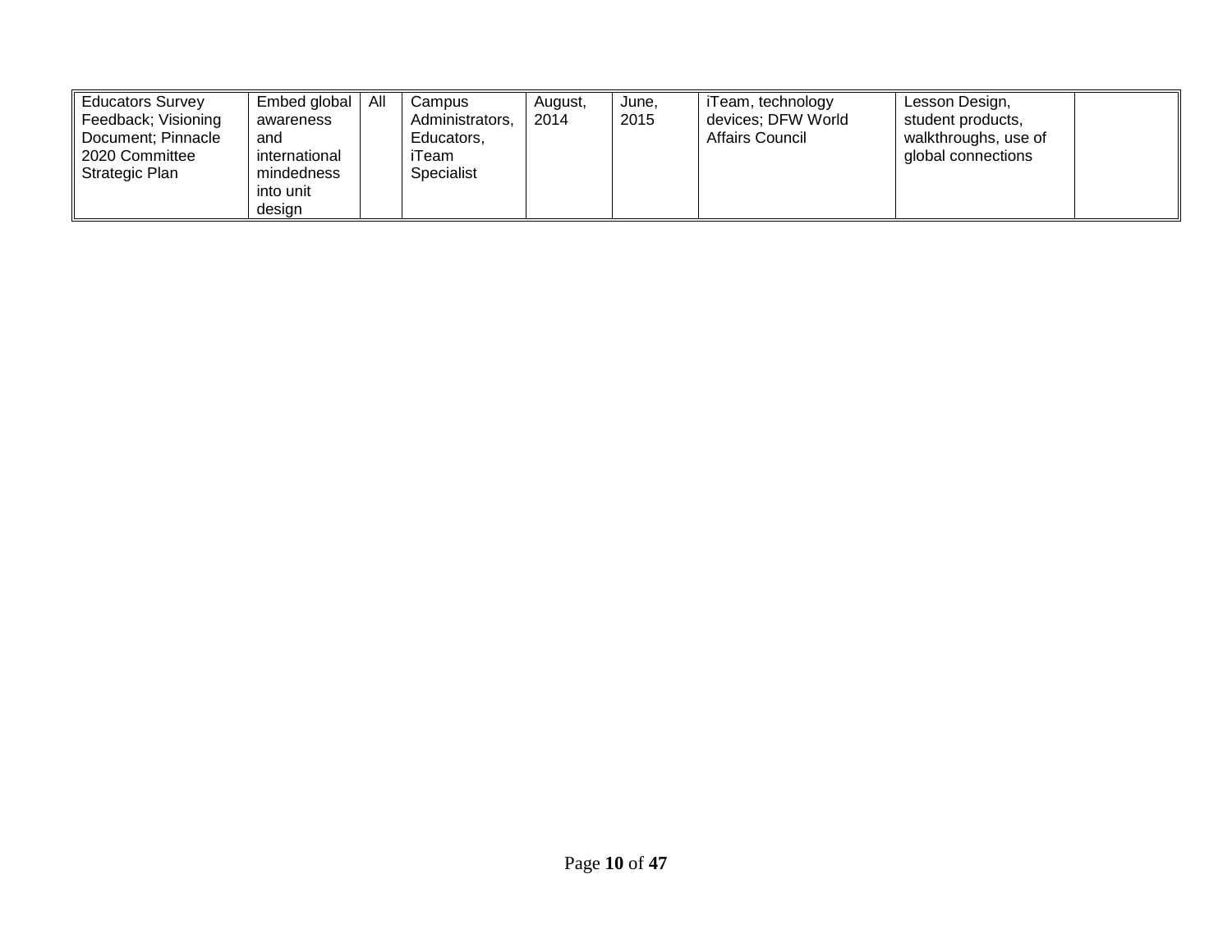| | | | | | | | | |
|---|---|---|---|---|---|---|---|---|
| Educators Survey Feedback; Visioning Document; Pinnacle 2020 Committee Strategic Plan | Embed global awareness and international mindedness into unit design | All | Campus Administrators, Educators, iTeam Specialist | August, 2014 | June, 2015 | iTeam, technology devices; DFW World Affairs Council | Lesson Design, student products, walkthroughs, use of global connections | |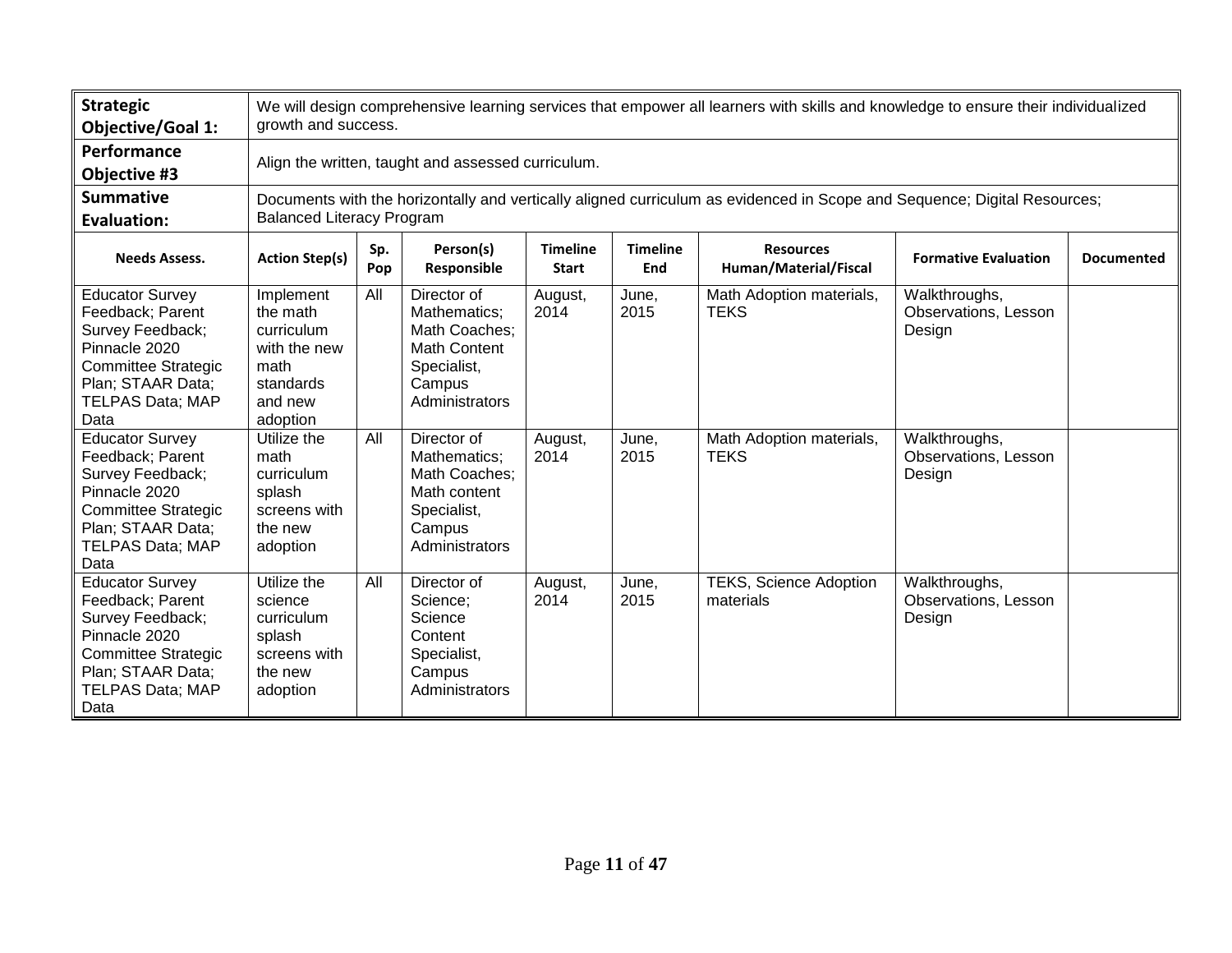| **Strategic Objective/Goal 1:** | We will design comprehensive learning services that empower all learners with skills and knowledge to ensure their individualized growth and success. | | | | | | | |
|---|---|---|---|---|---|---|---|---|
| **Performance Objective #3** | Align the written, taught and assessed curriculum. | | | | | | | |
| **Summative Evaluation:** | Documents with the horizontally and vertically aligned curriculum as evidenced in Scope and Sequence; Digital Resources; Balanced Literacy Program | | | | | | | |
| **Needs Assess.** | **Action Step(s)** | **Sp. Pop** | **Person(s) Responsible** | **Timeline Start** | **Timeline End** | **Resources Human/Material/Fiscal** | **Formative Evaluation** | **Documented** |
| Educator Survey Feedback; Parent Survey Feedback; Pinnacle 2020 Committee Strategic Plan; STAAR Data; TELPAS Data; MAP Data | Implement the math curriculum with the new math standards and new adoption | All | Director of Mathematics; Math Coaches; Math Content Specialist, Campus Administrators | August, 2014 | June, 2015 | Math Adoption materials, TEKS | Walkthroughs, Observations, Lesson Design | |
| Educator Survey Feedback; Parent Survey Feedback; Pinnacle 2020 Committee Strategic Plan; STAAR Data; TELPAS Data; MAP Data | Utilize the math curriculum splash screens with the new adoption | All | Director of Mathematics; Math Coaches; Math content Specialist, Campus Administrators | August, 2014 | June, 2015 | Math Adoption materials, TEKS | Walkthroughs, Observations, Lesson Design | |
| Educator Survey Feedback; Parent Survey Feedback; Pinnacle 2020 Committee Strategic Plan; STAAR Data; TELPAS Data; MAP Data | Utilize the science curriculum splash screens with the new adoption | All | Director of Science; Science Content Specialist, Campus Administrators | August, 2014 | June, 2015 | TEKS, Science Adoption materials | Walkthroughs, Observations, Lesson Design | |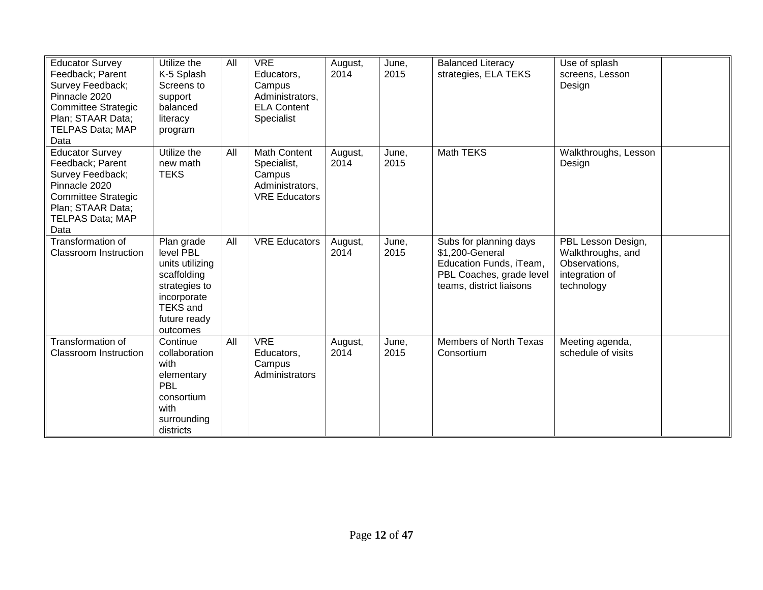| | | | | | | | | |
|---|---|---|---|---|---|---|---|---|
| Educator Survey Feedback; Parent Survey Feedback; Pinnacle 2020 Committee Strategic Plan; STAAR Data; TELPAS Data; MAP Data | Utilize the K-5 Splash Screens to support balanced literacy program | All | VRE Educators, Campus Administrators, ELA Content Specialist | August, 2014 | June, 2015 | Balanced Literacy strategies, ELA TEKS | Use of splash screens, Lesson Design | |
| Educator Survey Feedback; Parent Survey Feedback; Pinnacle 2020 Committee Strategic Plan; STAAR Data; TELPAS Data; MAP Data | Utilize the new math TEKS | All | Math Content Specialist, Campus Administrators, VRE Educators | August, 2014 | June, 2015 | Math TEKS | Walkthroughs, Lesson Design | |
| Transformation of Classroom Instruction | Plan grade level PBL units utilizing scaffolding strategies to incorporate TEKS and future ready outcomes | All | VRE Educators | August, 2014 | June, 2015 | Subs for planning days $1,200-General Education Funds, iTeam, PBL Coaches, grade level teams, district liaisons | PBL Lesson Design, Walkthroughs, and Observations, integration of technology | |
| Transformation of Classroom Instruction | Continue collaboration with elementary PBL consortium with surrounding districts | All | VRE Educators, Campus Administrators | August, 2014 | June, 2015 | Members of North Texas Consortium | Meeting agenda, schedule of visits | |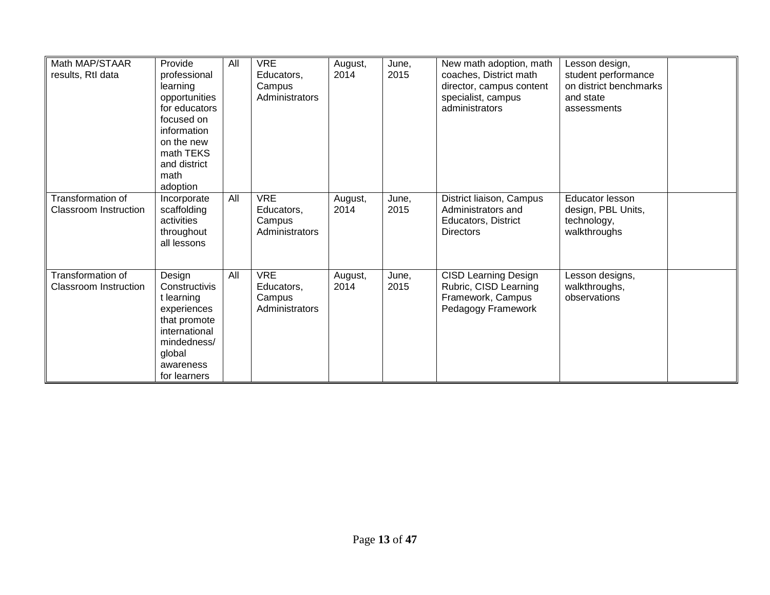| | | | | | | | | |
|---|---|---|---|---|---|---|---|---|
| Math MAP/STAAR results, RtI data | Provide professional learning opportunities for educators focused on information on the new math TEKS and district math adoption | All | VRE Educators, Campus Administrators | August, 2014 | June, 2015 | New math adoption, math coaches, District math director, campus content specialist, campus administrators | Lesson design, student performance on district benchmarks and state assessments | |
| Transformation of Classroom Instruction | Incorporate scaffolding activities throughout all lessons | All | VRE Educators, Campus Administrators | August, 2014 | June, 2015 | District liaison, Campus Administrators and Educators, District Directors | Educator lesson design, PBL Units, technology, walkthroughs | |
| Transformation of Classroom Instruction | Design Constructivist learning experiences that promote international mindedness/ global awareness for learners | All | VRE Educators, Campus Administrators | August, 2014 | June, 2015 | CISD Learning Design Rubric, CISD Learning Framework, Campus Pedagogy Framework | Lesson designs, walkthroughs, observations | |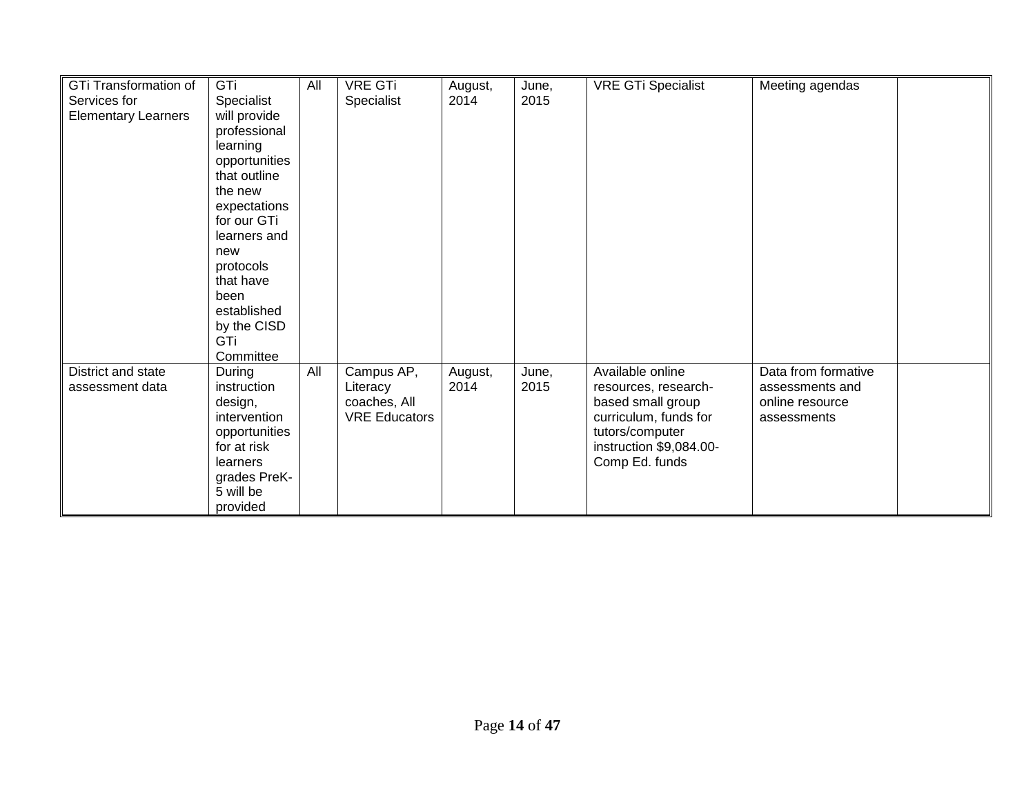| | | | | | | | | |
|---|---|---|---|---|---|---|---|---|
| GTi Transformation of Services for Elementary Learners | GTi Specialist will provide professional learning opportunities that outline the new expectations for our GTi learners and new protocols that have been established by the CISD GTi Committee | All | VRE GTi Specialist | August, 2014 | June, 2015 | VRE GTi Specialist | Meeting agendas | |
| District and state assessment data | During instruction design, intervention opportunities for at risk learners grades PreK-5 will be provided | All | Campus AP, Literacy coaches, All VRE Educators | August, 2014 | June, 2015 | Available online resources, research-based small group curriculum, funds for tutors/computer instruction $9,084.00- Comp Ed. funds | Data from formative assessments and online resource assessments | |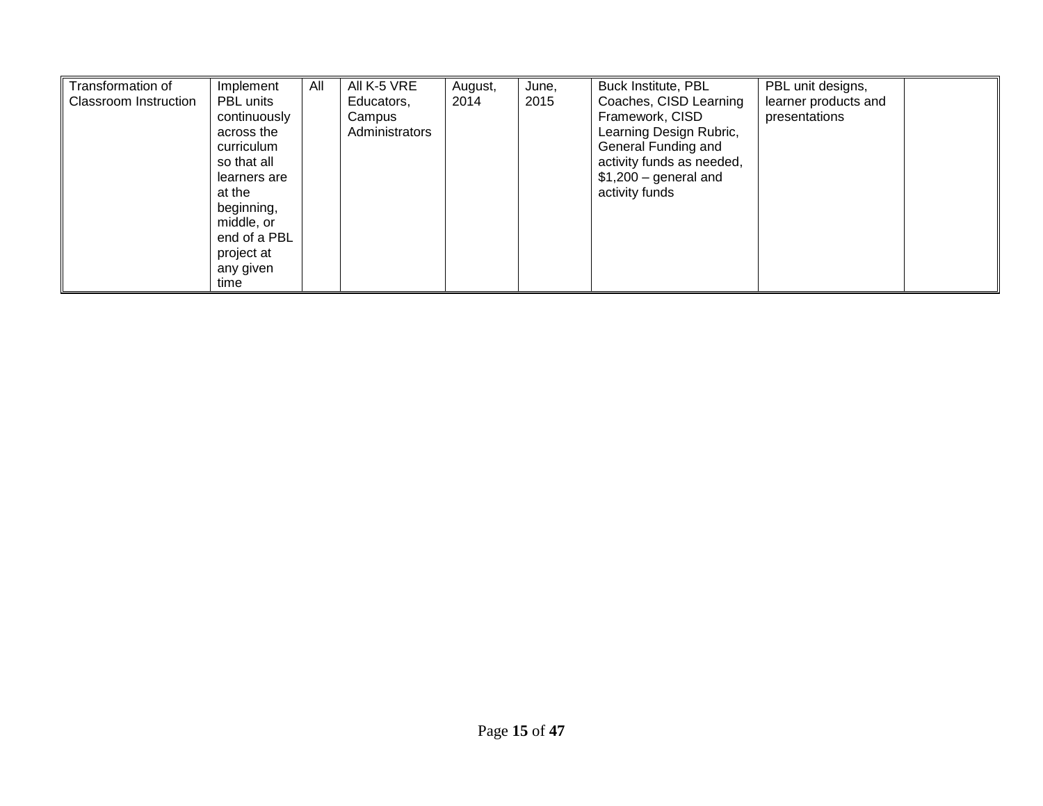| Transformation of Classroom Instruction | Implement PBL units continuously across the curriculum so that all learners are at the beginning, middle, or end of a PBL project at any given time | All | All K-5 VRE Educators, Campus Administrators | August, 2014 | June, 2015 | Buck Institute, PBL Coaches, CISD Learning Framework, CISD Learning Design Rubric, General Funding and activity funds as needed, $1,200 – general and activity funds | PBL unit designs, learner products and presentations | |
|---|---|---|---|---|---|---|---|---|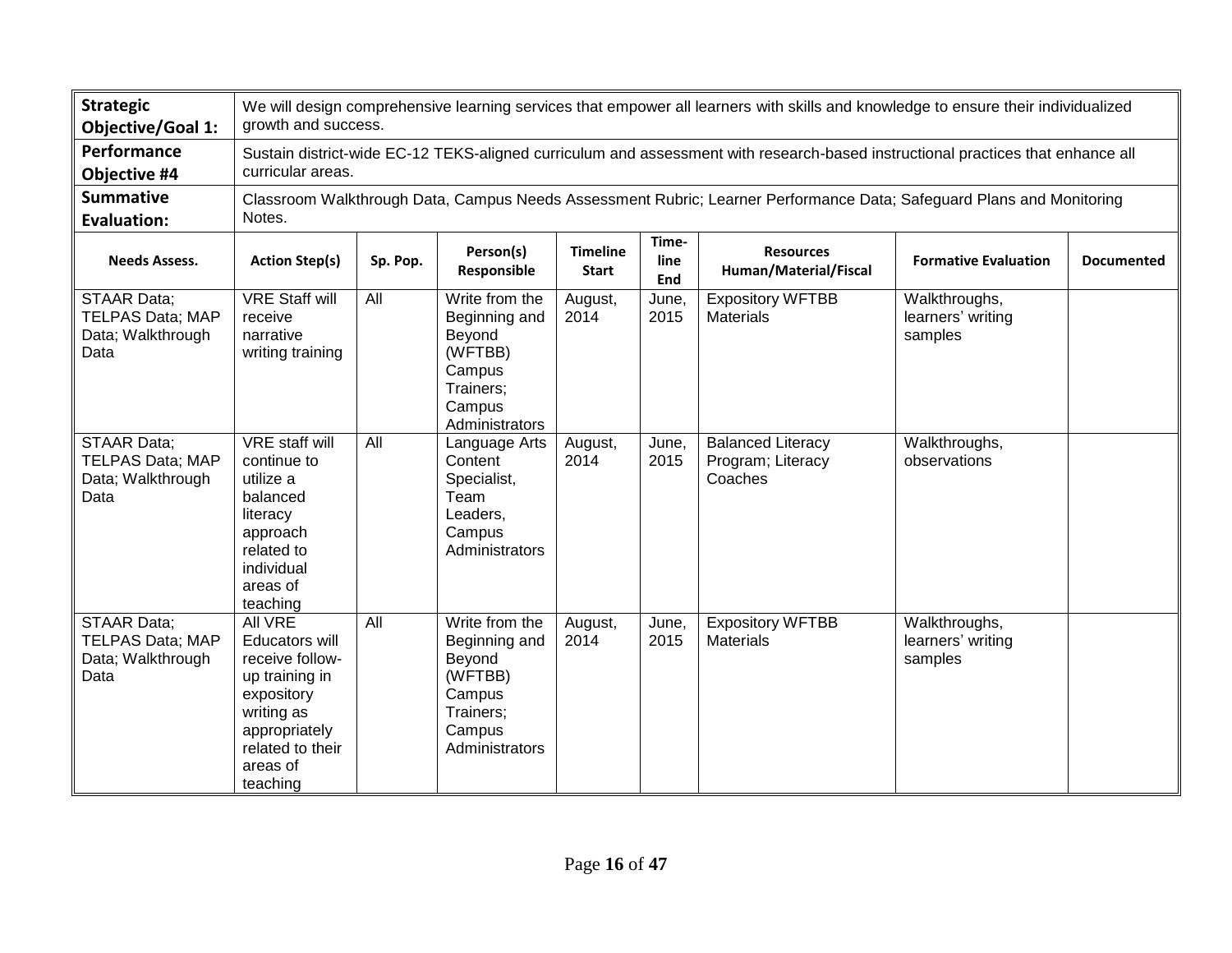| **Strategic Objective/Goal 1:** | We will design comprehensive learning services that empower all learners with skills and knowledge to ensure their individualized growth and success. | | | | | | | |
|---|---|---|---|---|---|---|---|---|
| **Performance Objective #4** | Sustain district-wide EC-12 TEKS-aligned curriculum and assessment with research-based instructional practices that enhance all curricular areas. | | | | | | | |
| **Summative Evaluation:** | Classroom Walkthrough Data, Campus Needs Assessment Rubric; Learner Performance Data; Safeguard Plans and Monitoring Notes. | | | | | | | |
| **Needs Assess.** | **Action Step(s)** | **Sp. Pop.** | **Person(s) Responsible** | **Timeline Start** | **Time-line End** | **Resources Human/Material/Fiscal** | **Formative Evaluation** | **Documented** |
| STAAR Data; TELPAS Data; MAP Data; Walkthrough Data | VRE Staff will receive narrative writing training | All | Write from the Beginning and Beyond (WFTBB) Campus Trainers; Campus Administrators | August, 2014 | June, 2015 | Expository WFTBB Materials | Walkthroughs, learners' writing samples | |
| STAAR Data; TELPAS Data; MAP Data; Walkthrough Data | VRE staff will continue to utilize a balanced literacy approach related to individual areas of teaching | All | Language Arts Content Specialist, Team Leaders, Campus Administrators | August, 2014 | June, 2015 | Balanced Literacy Program; Literacy Coaches | Walkthroughs, observations | |
| STAAR Data; TELPAS Data; MAP Data; Walkthrough Data | All VRE Educators will receive follow-up training in expository writing as appropriately related to their areas of teaching | All | Write from the Beginning and Beyond (WFTBB) Campus Trainers; Campus Administrators | August, 2014 | June, 2015 | Expository WFTBB Materials | Walkthroughs, learners' writing samples | |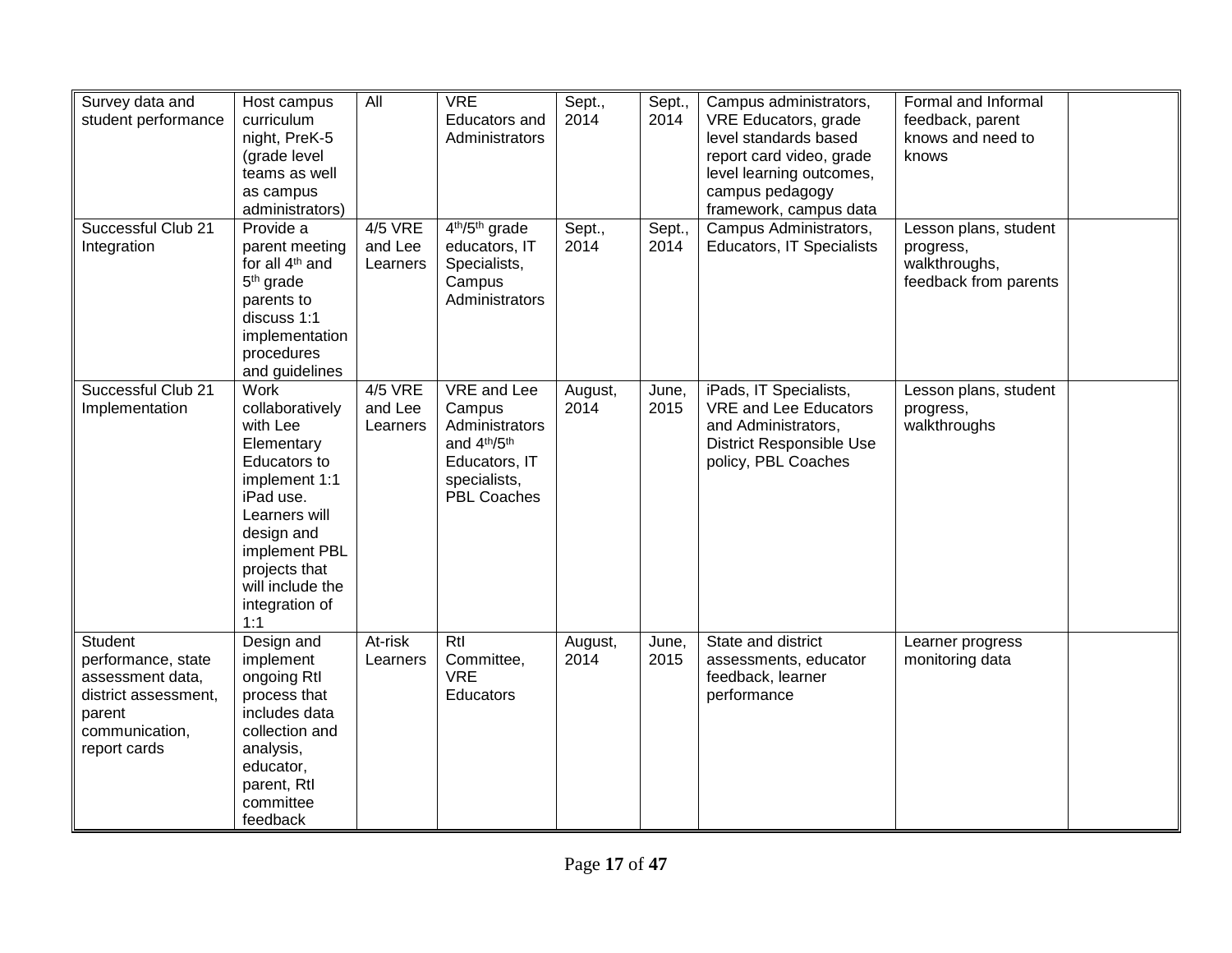| | | | | | | | | |
|---|---|---|---|---|---|---|---|---|
| Survey data and student performance | Host campus curriculum night, PreK-5 (grade level teams as well as campus administrators) | All | VRE Educators and Administrators | Sept., 2014 | Sept., 2014 | Campus administrators, VRE Educators, grade level standards based report card video, grade level learning outcomes, campus pedagogy framework, campus data | Formal and Informal feedback, parent knows and need to knows | |
| Successful Club 21 Integration | Provide a parent meeting for all 4th and 5th grade parents to discuss 1:1 implementation procedures and guidelines | 4/5 VRE and Lee Learners | 4th/5th grade educators, IT Specialists, Campus Administrators | Sept., 2014 | Sept., 2014 | Campus Administrators, Educators, IT Specialists | Lesson plans, student progress, walkthroughs, feedback from parents | |
| Successful Club 21 Implementation | Work collaboratively with Lee Elementary Educators to implement 1:1 iPad use. Learners will design and implement PBL projects that will include the integration of 1:1 | 4/5 VRE and Lee Learners | VRE and Lee Campus Administrators and 4th/5th Educators, IT specialists, PBL Coaches | August, 2014 | June, 2015 | iPads, IT Specialists, VRE and Lee Educators and Administrators, District Responsible Use policy, PBL Coaches | Lesson plans, student progress, walkthroughs | |
| Student performance, state assessment data, district assessment, parent communication, report cards | Design and implement ongoing RtI process that includes data collection and analysis, educator, parent, RtI committee feedback | At-risk Learners | RtI Committee, VRE Educators | August, 2014 | June, 2015 | State and district assessments, educator feedback, learner performance | Learner progress monitoring data | |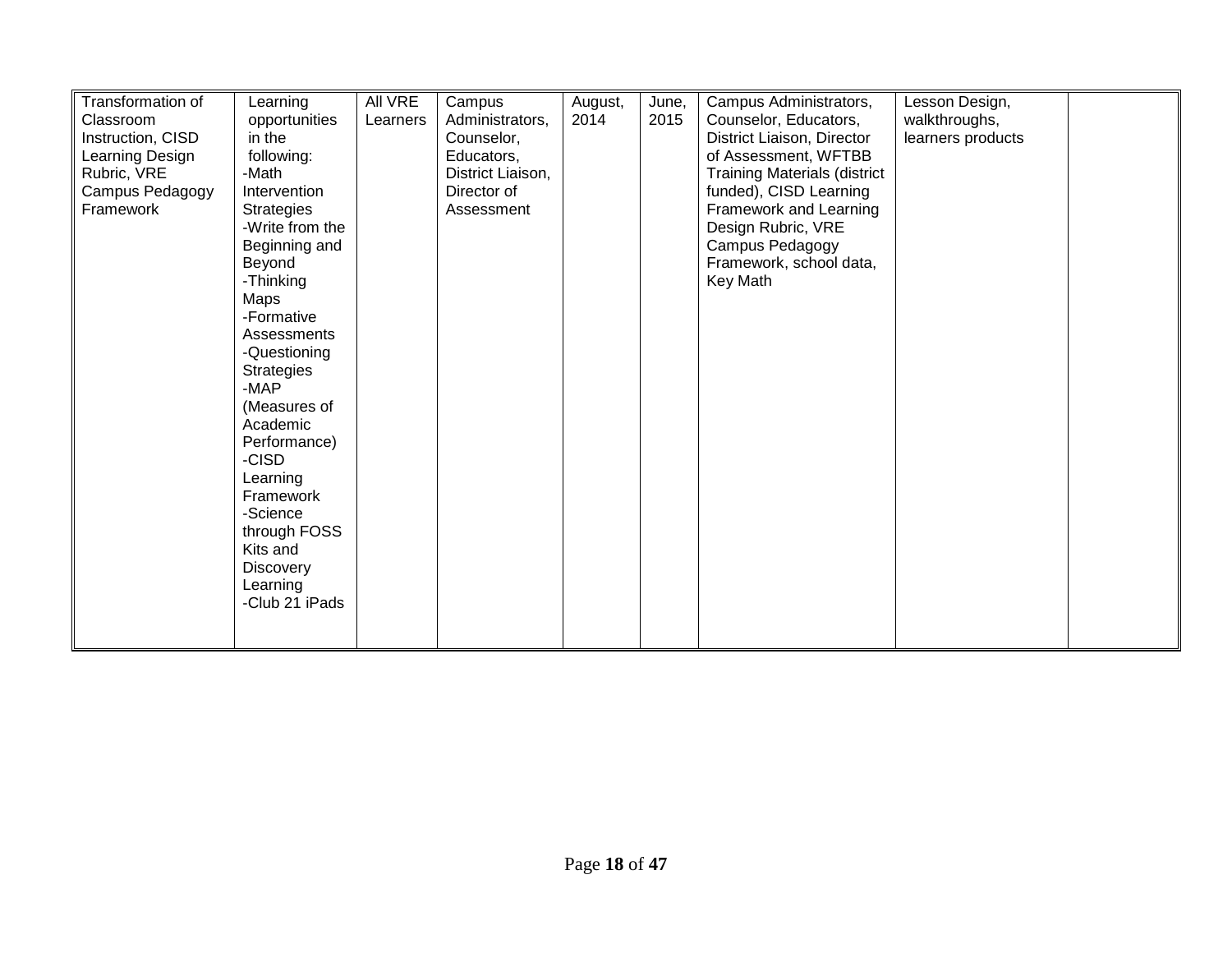| | | | | | | | | |
|---|---|---|---|---|---|---|---|---|
| Transformation of Classroom Instruction, CISD Learning Design Rubric, VRE Campus Pedagogy Framework | Learning opportunities in the following: -Math Intervention Strategies -Write from the Beginning and Beyond -Thinking Maps -Formative Assessments -Questioning Strategies -MAP (Measures of Academic Performance) -CISD Learning Framework -Science through FOSS Kits and Discovery Learning -Club 21 iPads | All VRE Learners | Campus Administrators, Counselor, Educators, District Liaison, Director of Assessment | August, 2014 | June, 2015 | Campus Administrators, Counselor, Educators, District Liaison, Director of Assessment, WFTBB Training Materials (district funded), CISD Learning Framework and Learning Design Rubric, VRE Campus Pedagogy Framework, school data, Key Math | Lesson Design, walkthroughs, learners products | |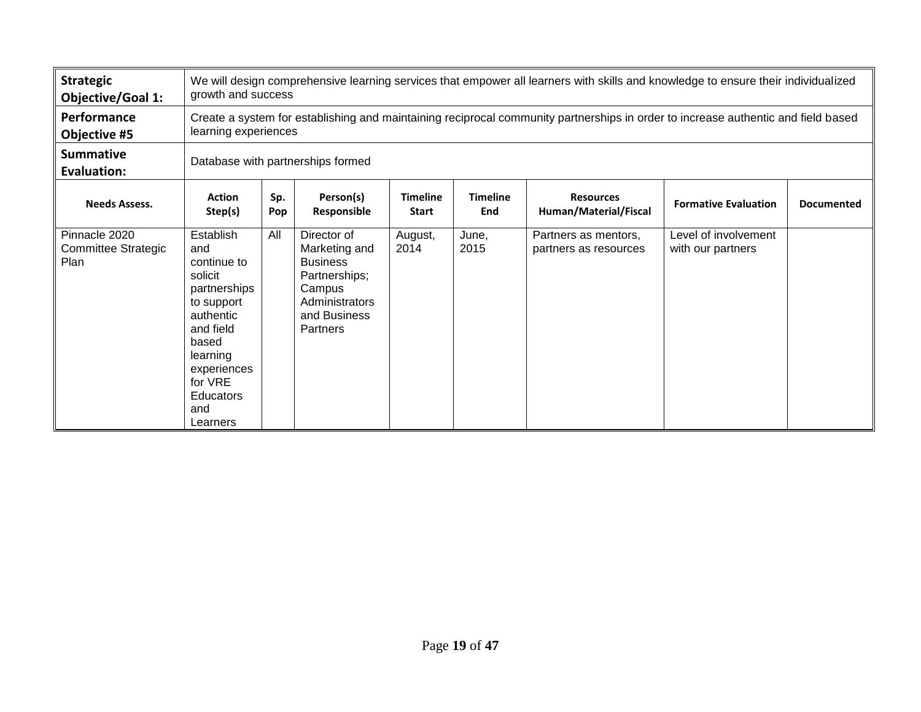| **Strategic Objective/Goal 1:** | We will design comprehensive learning services that empower all learners with skills and knowledge to ensure their individualized growth and success | | | | | | | |
|---|---|---|---|---|---|---|---|---|
| **Performance Objective #5** | Create a system for establishing and maintaining reciprocal community partnerships in order to increase authentic and field based learning experiences | | | | | | | |
| **Summative Evaluation:** | Database with partnerships formed | | | | | | | |
| **Needs Assess.** | **Action Step(s)** | **Sp. Pop** | **Person(s) Responsible** | **Timeline Start** | **Timeline End** | **Resources Human/Material/Fiscal** | **Formative Evaluation** | **Documented** |
| Pinnacle 2020 Committee Strategic Plan | Establish and continue to solicit partnerships to support authentic and field based learning experiences for VRE Educators and Learners | All | Director of Marketing and Business Partnerships; Campus Administrators and Business Partners | August, 2014 | June, 2015 | Partners as mentors, partners as resources | Level of involvement with our partners | |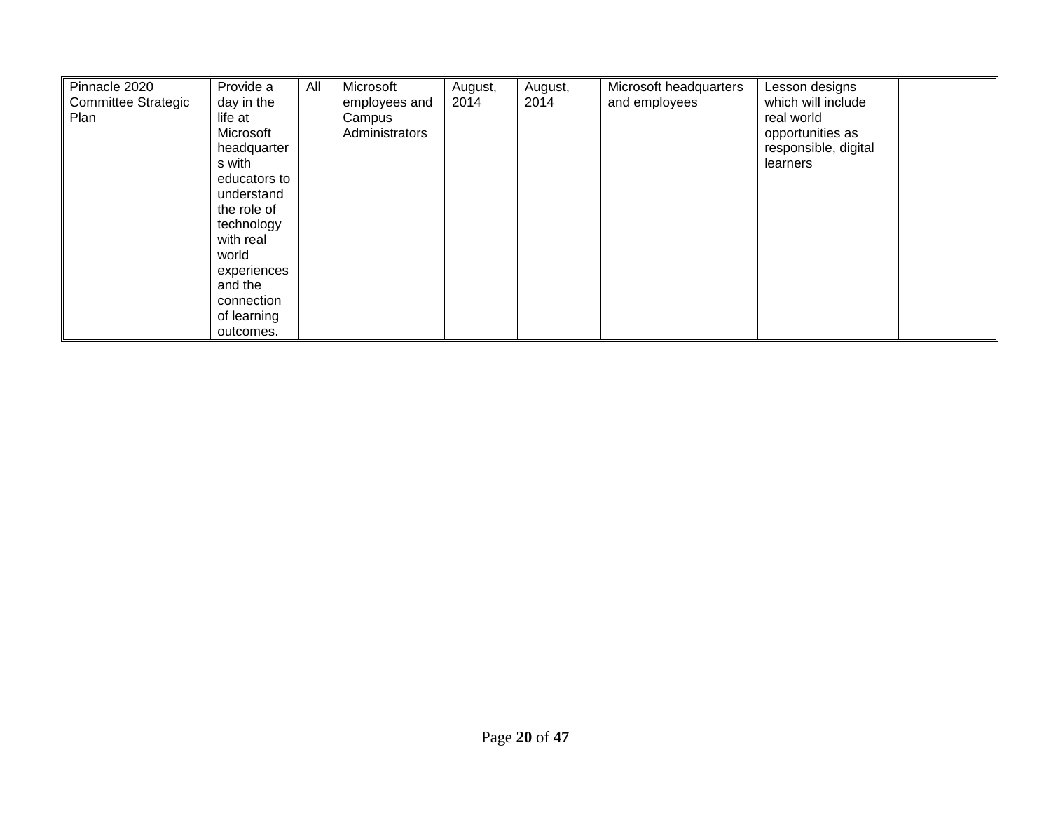| | | | | | | | | |
|---|---|---|---|---|---|---|---|---|
| Pinnacle 2020 Committee Strategic Plan | Provide a day in the life at Microsoft headquarters with educators to understand the role of technology with real world experiences and the connection of learning outcomes. | All | Microsoft employees and Campus Administrators | August, 2014 | August, 2014 | Microsoft headquarters and employees | Lesson designs which will include real world opportunities as responsible, digital learners | |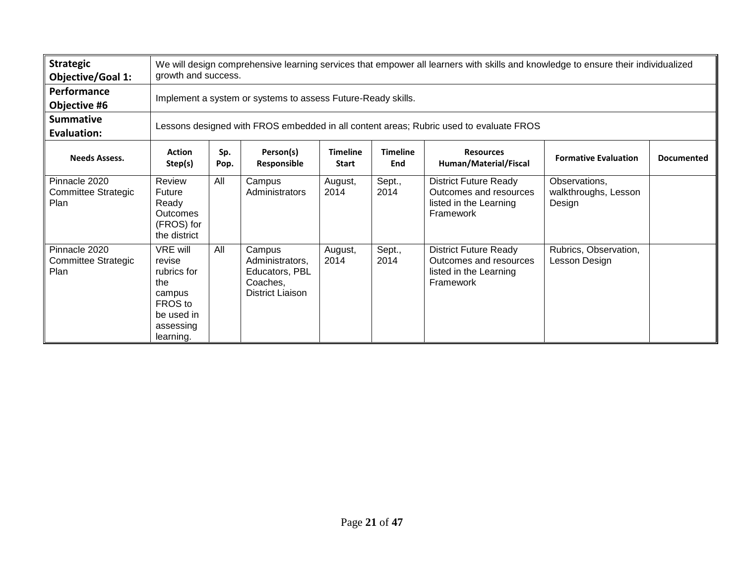| **Strategic Objective/Goal 1:** | We will design comprehensive learning services that empower all learners with skills and knowledge to ensure their individualized growth and success. | | | | | | | |
|---|---|---|---|---|---|---|---|---|
| **Performance Objective #6** | Implement a system or systems to assess Future-Ready skills. | | | | | | | |
| **Summative Evaluation:** | Lessons designed with FROS embedded in all content areas; Rubric used to evaluate FROS | | | | | | | |
| **Needs Assess.** | **Action Step(s)** | **Sp. Pop.** | **Person(s) Responsible** | **Timeline Start** | **Timeline End** | **Resources Human/Material/Fiscal** | **Formative Evaluation** | **Documented** |
| Pinnacle 2020 Committee Strategic Plan | Review Future Ready Outcomes (FROS) for the district | All | Campus Administrators | August, 2014 | Sept., 2014 | District Future Ready Outcomes and resources listed in the Learning Framework | Observations, walkthroughs, Lesson Design | |
| Pinnacle 2020 Committee Strategic Plan | VRE will revise rubrics for the campus FROS to be used in assessing learning. | All | Campus Administrators, Educators, PBL Coaches, District Liaison | August, 2014 | Sept., 2014 | District Future Ready Outcomes and resources listed in the Learning Framework | Rubrics, Observation, Lesson Design | |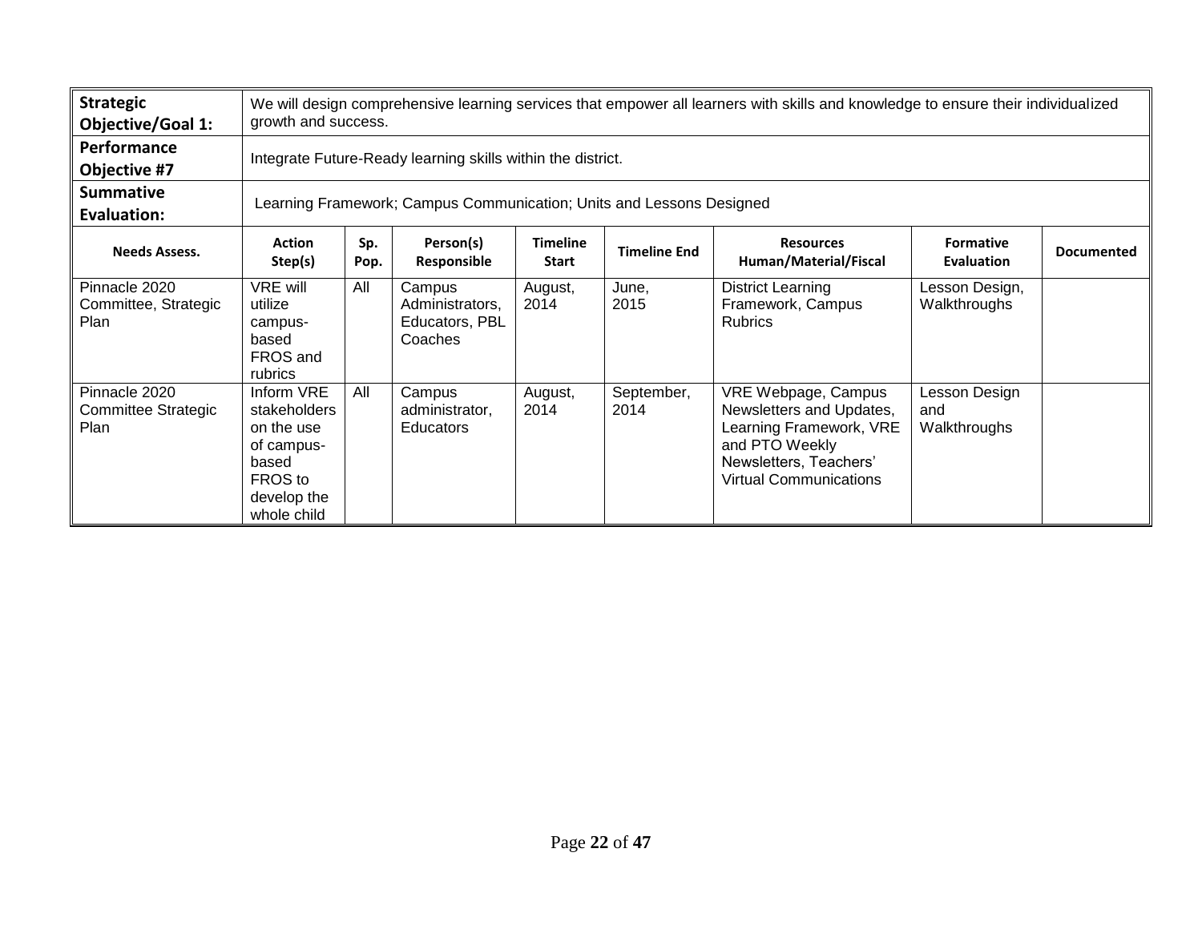| **Strategic Objective/Goal 1:** | We will design comprehensive learning services that empower all learners with skills and knowledge to ensure their individualized growth and success. | | | | | | | |
|---|---|---|---|---|---|---|---|---|
| **Performance Objective #7** | Integrate Future-Ready learning skills within the district. | | | | | | | |
| **Summative Evaluation:** | Learning Framework; Campus Communication; Units and Lessons Designed | | | | | | | |
| **Needs Assess.** | **Action Step(s)** | **Sp. Pop.** | **Person(s) Responsible** | **Timeline Start** | **Timeline End** | **Resources Human/Material/Fiscal** | **Formative Evaluation** | **Documented** |
| Pinnacle 2020 Committee, Strategic Plan | VRE will utilize campus-based FROS and rubrics | All | Campus Administrators, Educators, PBL Coaches | August, 2014 | June, 2015 | District Learning Framework, Campus Rubrics | Lesson Design, Walkthroughs | |
| Pinnacle 2020 Committee Strategic Plan | Inform VRE stakeholders on the use of campus-based FROS to develop the whole child | All | Campus administrator, Educators | August, 2014 | September, 2014 | VRE Webpage, Campus Newsletters and Updates, Learning Framework, VRE and PTO Weekly Newsletters, Teachers' Virtual Communications | Lesson Design and Walkthroughs | |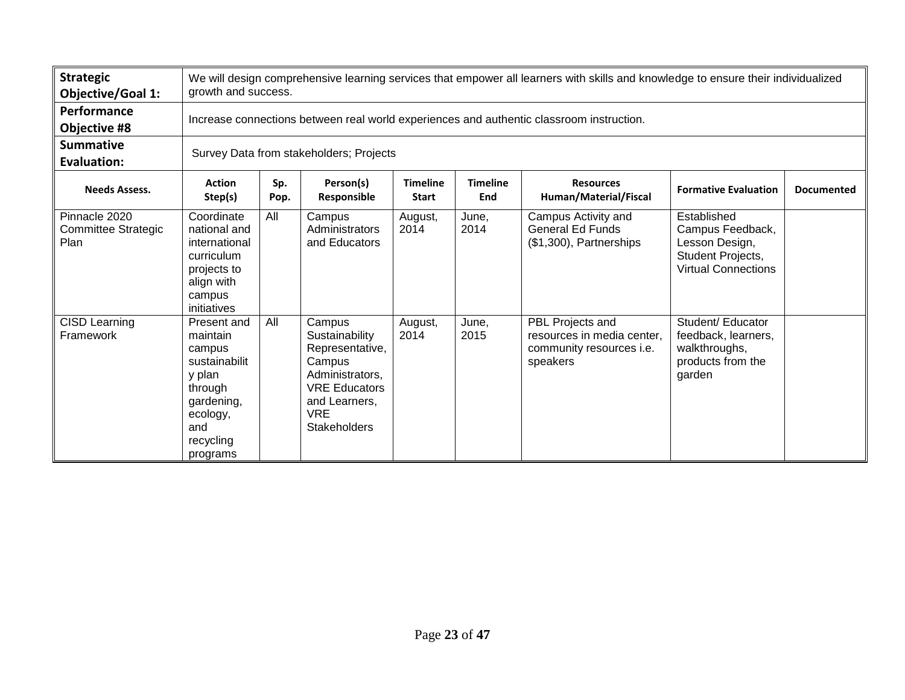| **Strategic Objective/Goal 1:** | We will design comprehensive learning services that empower all learners with skills and knowledge to ensure their individualized growth and success. | | | | | | | |
|---|---|---|---|---|---|---|---|---|
| **Performance Objective #8** | Increase connections between real world experiences and authentic classroom instruction. | | | | | | | |
| **Summative Evaluation:** | Survey Data from stakeholders; Projects | | | | | | | |
| **Needs Assess.** | **Action Step(s)** | **Sp. Pop.** | **Person(s) Responsible** | **Timeline Start** | **Timeline End** | **Resources Human/Material/Fiscal** | **Formative Evaluation** | **Documented** |
| Pinnacle 2020 Committee Strategic Plan | Coordinate national and international curriculum projects to align with campus initiatives | All | Campus Administrators and Educators | August, 2014 | June, 2014 | Campus Activity and General Ed Funds ($1,300), Partnerships | Established Campus Feedback, Lesson Design, Student Projects, Virtual Connections | |
| CISD Learning Framework | Present and maintain campus sustainability plan through gardening, ecology, and recycling programs | All | Campus Sustainability Representative, Campus Administrators, VRE Educators and Learners, VRE Stakeholders | August, 2014 | June, 2015 | PBL Projects and resources in media center, community resources i.e. speakers | Student/ Educator feedback, learners, walkthroughs, products from the garden | |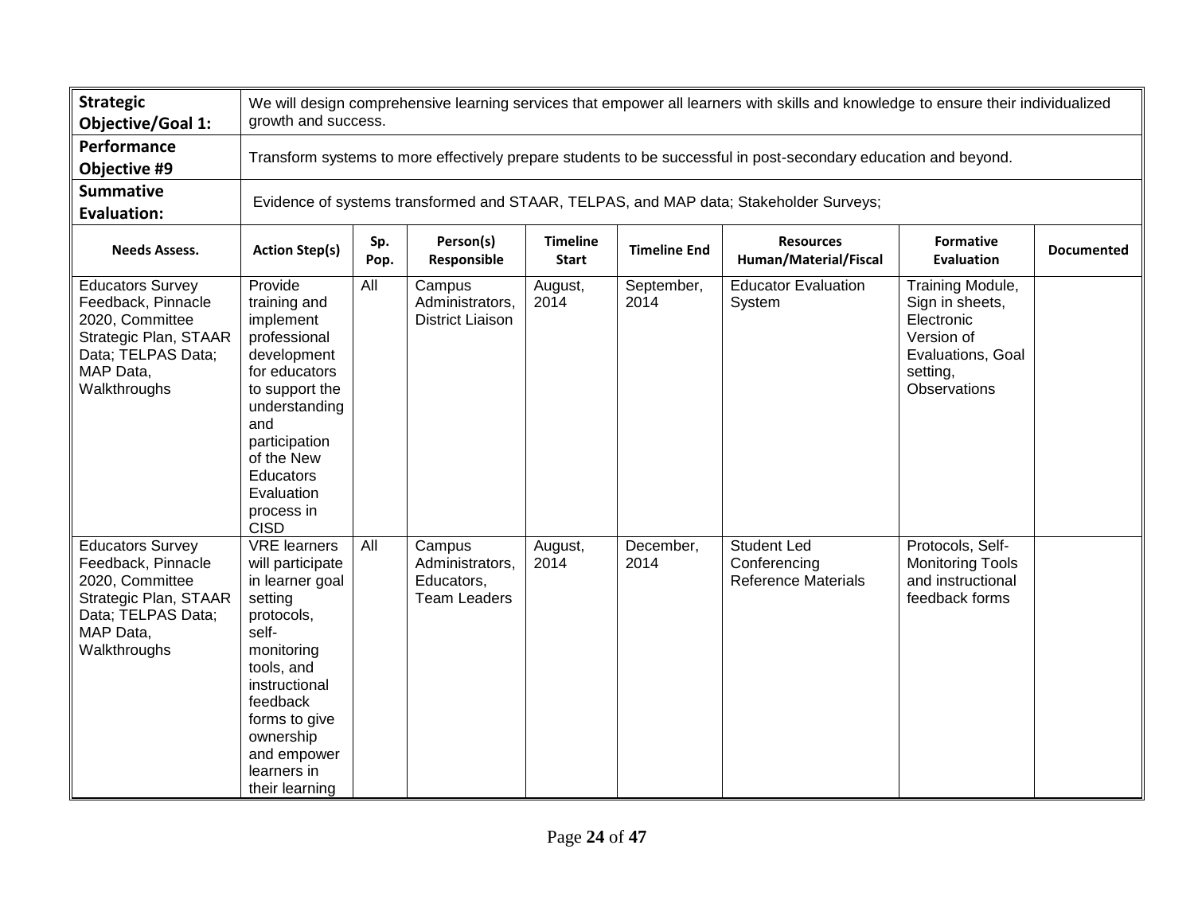| **Strategic Objective/Goal 1:** | We will design comprehensive learning services that empower all learners with skills and knowledge to ensure their individualized growth and success. | | | | | | | |
|---|---|---|---|---|---|---|---|---|
| **Performance Objective #9** | Transform systems to more effectively prepare students to be successful in post-secondary education and beyond. | | | | | | | |
| **Summative Evaluation:** | Evidence of systems transformed and STAAR, TELPAS, and MAP data; Stakeholder Surveys; | | | | | | | |
| **Needs Assess.** | **Action Step(s)** | **Sp. Pop.** | **Person(s) Responsible** | **Timeline Start** | **Timeline End** | **Resources Human/Material/Fiscal** | **Formative Evaluation** | **Documented** |
| Educators Survey Feedback, Pinnacle 2020, Committee Strategic Plan, STAAR Data; TELPAS Data; MAP Data, Walkthroughs | Provide training and implement professional development for educators to support the understanding and participation of the New Educators Evaluation process in CISD | All | Campus Administrators, District Liaison | August, 2014 | September, 2014 | Educator Evaluation System | Training Module, Sign in sheets, Electronic Version of Evaluations, Goal setting, Observations | |
| Educators Survey Feedback, Pinnacle 2020, Committee Strategic Plan, STAAR Data; TELPAS Data; MAP Data, Walkthroughs | VRE learners will participate in learner goal setting protocols, self-monitoring tools, and instructional feedback forms to give ownership and empower learners in their learning | All | Campus Administrators, Educators, Team Leaders | August, 2014 | December, 2014 | Student Led Conferencing Reference Materials | Protocols, Self-Monitoring Tools and instructional feedback forms | |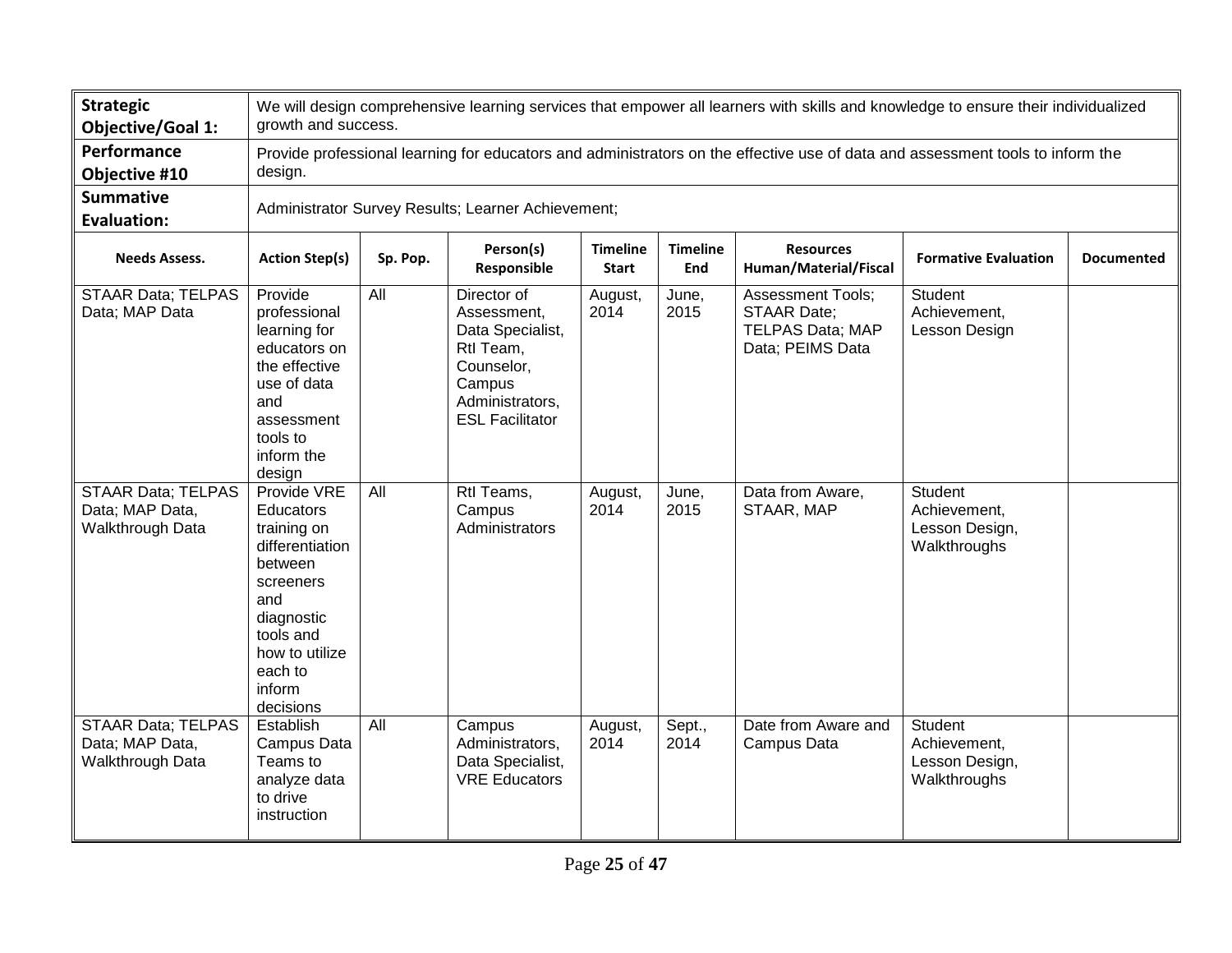| | |
|---|---|
| **Strategic Objective/Goal 1:** | We will design comprehensive learning services that empower all learners with skills and knowledge to ensure their individualized growth and success. |
| **Performance Objective #10** | Provide professional learning for educators and administrators on the effective use of data and assessment tools to inform the design. |
| **Summative Evaluation:** | Administrator Survey Results; Learner Achievement; |

| Needs Assess. | Action Step(s) | Sp. Pop. | Person(s) Responsible | Timeline Start | Timeline End | Resources Human/Material/Fiscal | Formative Evaluation | Documented |
|---|---|---|---|---|---|---|---|---|
| STAAR Data; TELPAS Data; MAP Data | Provide professional learning for educators on the effective use of data and assessment tools to inform the design | All | Director of Assessment, Data Specialist, RtI Team, Counselor, Campus Administrators, ESL Facilitator | August, 2014 | June, 2015 | Assessment Tools; STAAR Date; TELPAS Data; MAP Data; PEIMS Data | Student Achievement, Lesson Design | |
| STAAR Data; TELPAS Data; MAP Data, Walkthrough Data | Provide VRE Educators training on differentiation between screeners and diagnostic tools and how to utilize each to inform decisions | All | RtI Teams, Campus Administrators | August, 2014 | June, 2015 | Data from Aware, STAAR, MAP | Student Achievement, Lesson Design, Walkthroughs | |
| STAAR Data; TELPAS Data; MAP Data, Walkthrough Data | Establish Campus Data Teams to analyze data to drive instruction | All | Campus Administrators, Data Specialist, VRE Educators | August, 2014 | Sept., 2014 | Date from Aware and Campus Data | Student Achievement, Lesson Design, Walkthroughs | |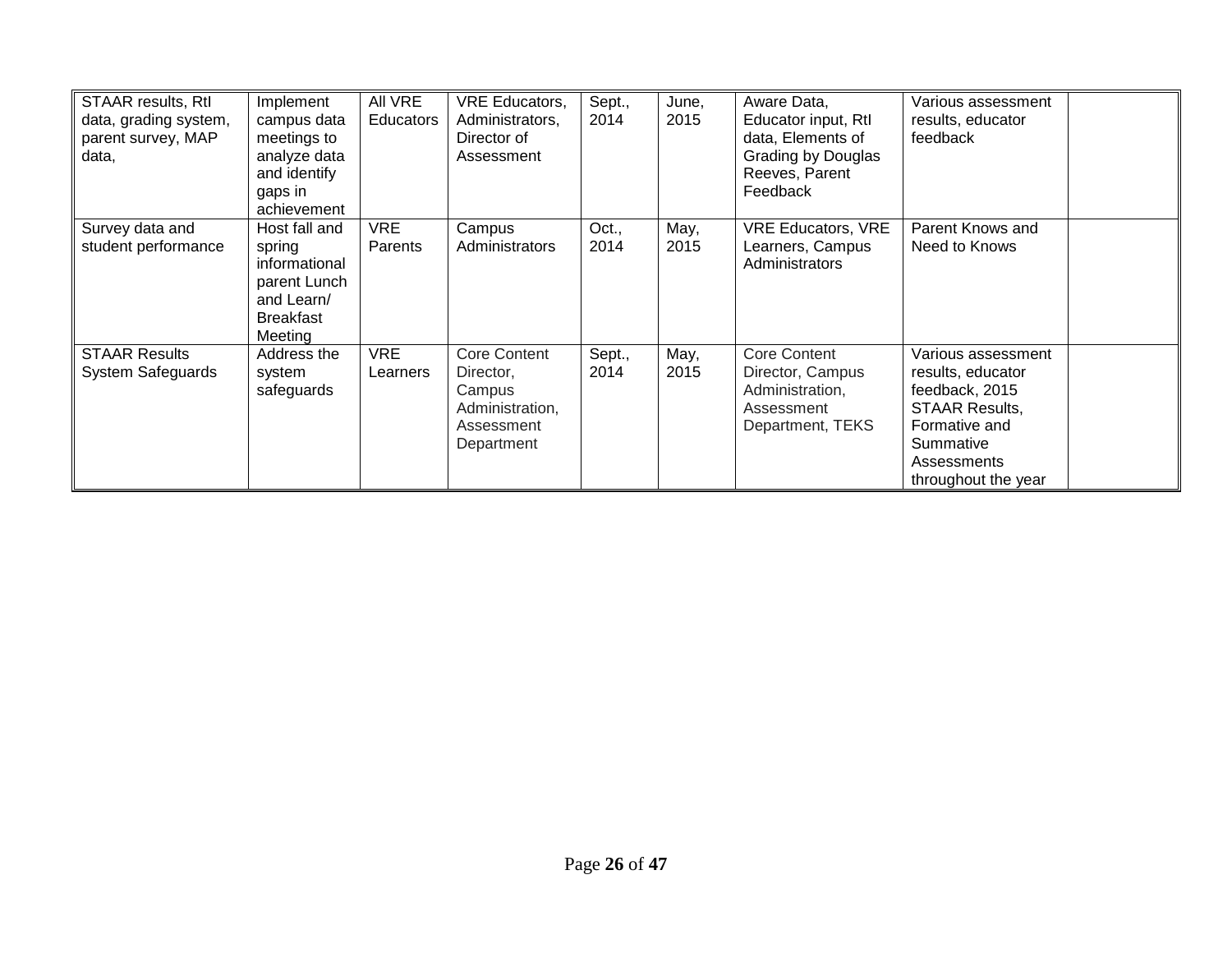| STAAR results, RtI data, grading system, parent survey, MAP data, | Implement campus data meetings to analyze data and identify gaps in achievement | All VRE Educators | VRE Educators, Administrators, Director of Assessment | Sept., 2014 | June, 2015 | Aware Data, Educator input, RtI data, Elements of Grading by Douglas Reeves, Parent Feedback | Various assessment results, educator feedback | |
|---|---|---|---|---|---|---|---|---|
| Survey data and student performance | Host fall and spring informational parent Lunch and Learn/ Breakfast Meeting | VRE Parents | Campus Administrators | Oct., 2014 | May, 2015 | VRE Educators, VRE Learners, Campus Administrators | Parent Knows and Need to Knows | |
| STAAR Results System Safeguards | Address the system safeguards | VRE Learners | Core Content Director, Campus Administration, Assessment Department | Sept., 2014 | May, 2015 | Core Content Director, Campus Administration, Assessment Department, TEKS | Various assessment results, educator feedback, 2015 STAAR Results, Formative and Summative Assessments throughout the year | |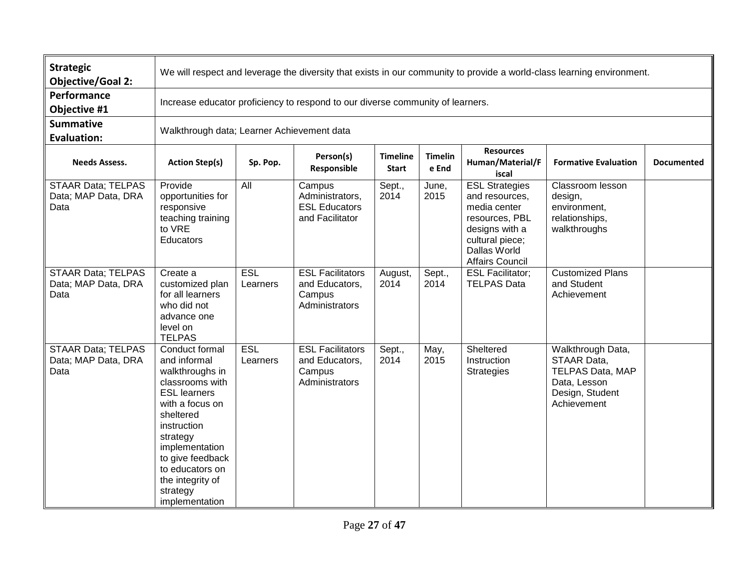| **Strategic Objective/Goal 2:** | We will respect and leverage the diversity that exists in our community to provide a world-class learning environment. | | | | | | | |
|---|---|---|---|---|---|---|---|---|
| **Performance Objective #1** | Increase educator proficiency to respond to our diverse community of learners. | | | | | | | |
| **Summative Evaluation:** | Walkthrough data; Learner Achievement data | | | | | | | |
| **Needs Assess.** | **Action Step(s)** | **Sp. Pop.** | **Person(s) Responsible** | **Timeline Start** | **Timeline End** | **Resources Human/Material/Fiscal** | **Formative Evaluation** | **Documented** |
| STAAR Data; TELPAS Data; MAP Data, DRA Data | Provide opportunities for responsive teaching training to VRE Educators | All | Campus Administrators, ESL Educators and Facilitator | Sept., 2014 | June, 2015 | ESL Strategies and resources, media center resources, PBL designs with a cultural piece; Dallas World Affairs Council | Classroom lesson design, environment, relationships, walkthroughs | |
| STAAR Data; TELPAS Data; MAP Data, DRA Data | Create a customized plan for all learners who did not advance one level on TELPAS | ESL Learners | ESL Facilitators and Educators, Campus Administrators | August, 2014 | Sept., 2014 | ESL Facilitator; TELPAS Data | Customized Plans and Student Achievement | |
| STAAR Data; TELPAS Data; MAP Data, DRA Data | Conduct formal and informal walkthroughs in classrooms with ESL learners with a focus on sheltered instruction strategy implementation to give feedback to educators on the integrity of strategy implementation | ESL Learners | ESL Facilitators and Educators, Campus Administrators | Sept., 2014 | May, 2015 | Sheltered Instruction Strategies | Walkthrough Data, STAAR Data, TELPAS Data, MAP Data, Lesson Design, Student Achievement | |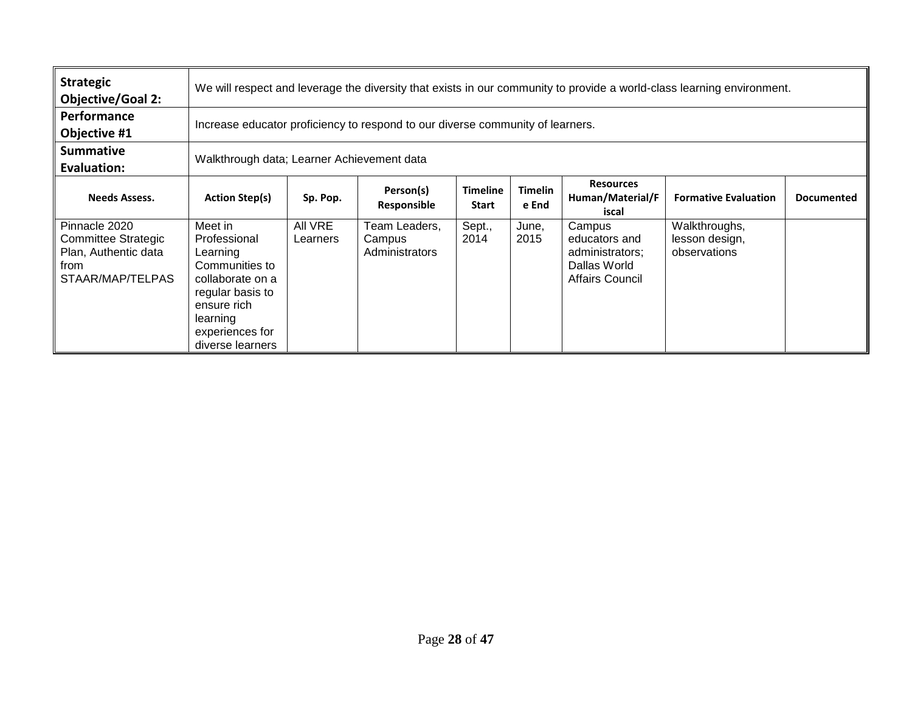| **Strategic Objective/Goal 2:** | We will respect and leverage the diversity that exists in our community to provide a world-class learning environment. | | | | | | | |
|---|---|---|---|---|---|---|---|---|
| **Performance Objective #1** | Increase educator proficiency to respond to our diverse community of learners. | | | | | | | |
| **Summative Evaluation:** | Walkthrough data; Learner Achievement data | | | | | | | |
| **Needs Assess.** | **Action Step(s)** | **Sp. Pop.** | **Person(s) Responsible** | **Timeline Start** | **Timeline End** | **Resources Human/Material/Fiscal** | **Formative Evaluation** | **Documented** |
| Pinnacle 2020 Committee Strategic Plan, Authentic data from STAAR/MAP/TELPAS | Meet in Professional Learning Communities to collaborate on a regular basis to ensure rich learning experiences for diverse learners | All VRE Learners | Team Leaders, Campus Administrators | Sept., 2014 | June, 2015 | Campus educators and administrators; Dallas World Affairs Council | Walkthroughs, lesson design, observations | |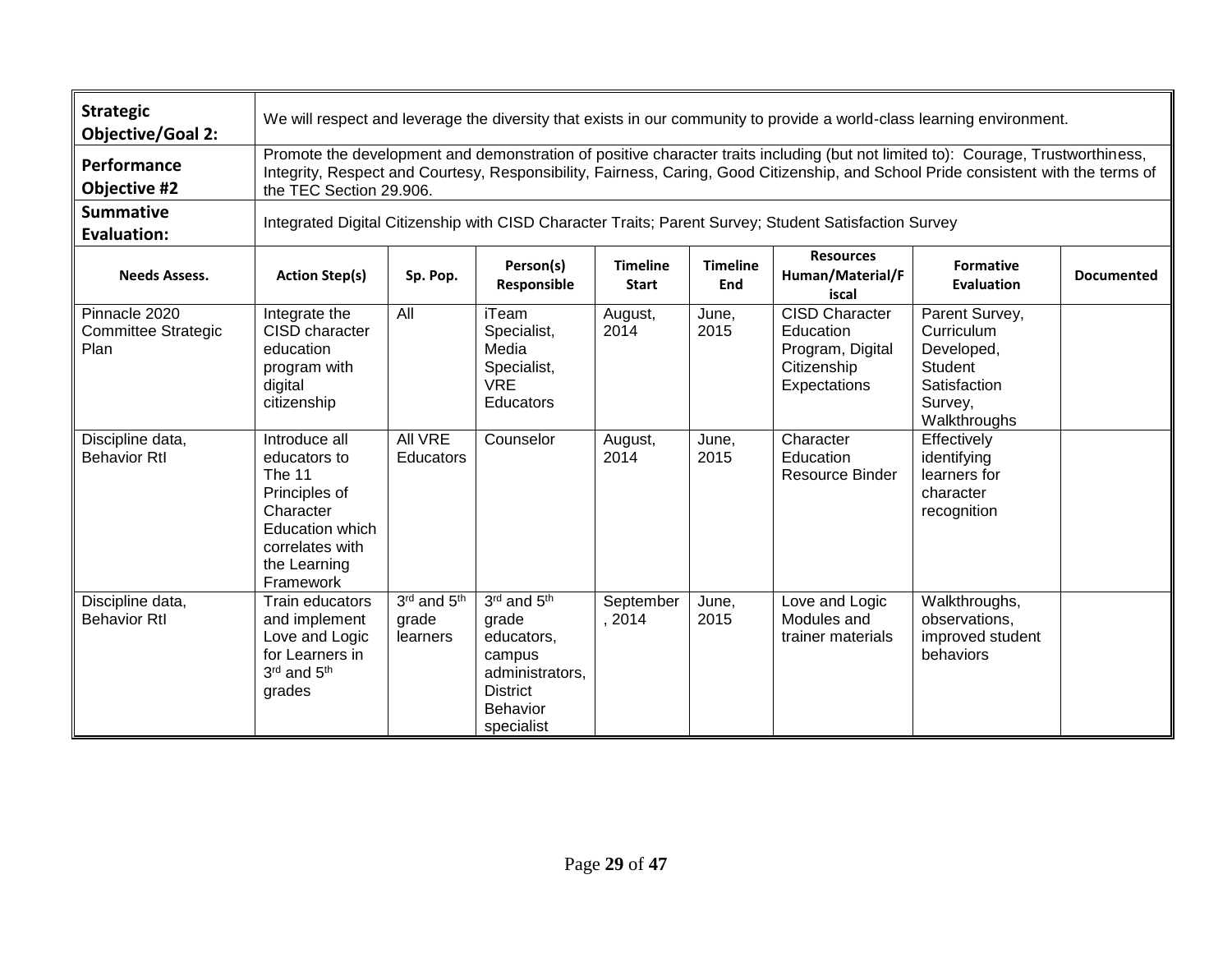| | | | | | | | | |
|---|---|---|---|---|---|---|---|---|
| **Strategic Objective/Goal 2:** | We will respect and leverage the diversity that exists in our community to provide a world-class learning environment. | | | | | | | |
| **Performance Objective #2** | Promote the development and demonstration of positive character traits including (but not limited to): Courage, Trustworthiness, Integrity, Respect and Courtesy, Responsibility, Fairness, Caring, Good Citizenship, and School Pride consistent with the terms of the TEC Section 29.906. | | | | | | | |
| **Summative Evaluation:** | Integrated Digital Citizenship with CISD Character Traits; Parent Survey; Student Satisfaction Survey | | | | | | | |
| **Needs Assess.** | **Action Step(s)** | **Sp. Pop.** | **Person(s) Responsible** | **Timeline Start** | **Timeline End** | **Resources Human/Material/Fiscal** | **Formative Evaluation** | **Documented** |
| Pinnacle 2020 Committee Strategic Plan | Integrate the CISD character education program with digital citizenship | All | iTeam Specialist, Media Specialist, VRE Educators | August, 2014 | June, 2015 | CISD Character Education Program, Digital Citizenship Expectations | Parent Survey, Curriculum Developed, Student Satisfaction Survey, Walkthroughs | |
| Discipline data, Behavior RtI | Introduce all educators to The 11 Principles of Character Education which correlates with the Learning Framework | All VRE Educators | Counselor | August, 2014 | June, 2015 | Character Education Resource Binder | Effectively identifying learners for character recognition | |
| Discipline data, Behavior RtI | Train educators and implement Love and Logic for Learners in 3rd and 5th grades | 3rd and 5th grade learners | 3rd and 5th grade educators, campus administrators, District Behavior specialist | September, 2014 | June, 2015 | Love and Logic Modules and trainer materials | Walkthroughs, observations, improved student behaviors | |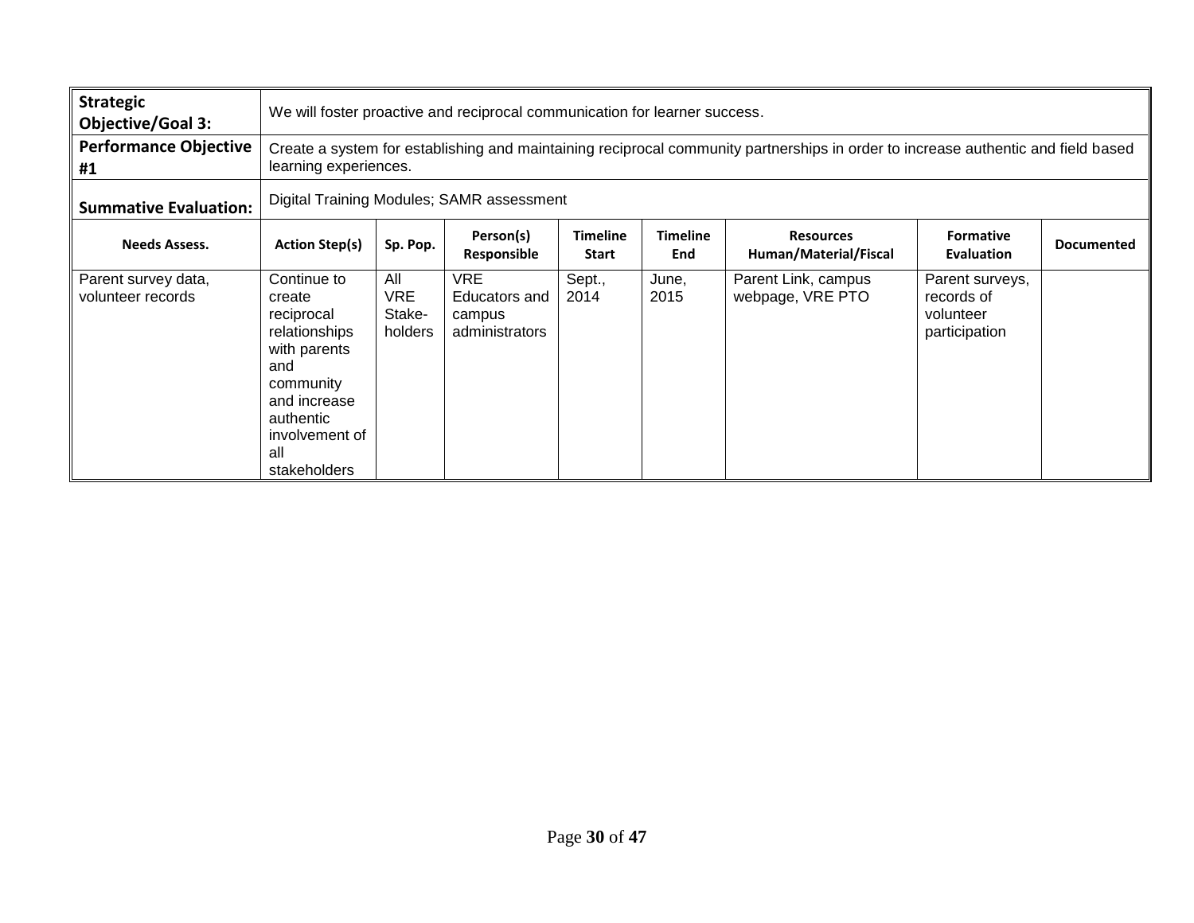| **Strategic Objective/Goal 3:** | We will foster proactive and reciprocal communication for learner success. | | | | | | | |
|---|---|---|---|---|---|---|---|---|
| **Performance Objective #1** | Create a system for establishing and maintaining reciprocal community partnerships in order to increase authentic and field based learning experiences. | | | | | | | |
| **Summative Evaluation:** | Digital Training Modules; SAMR assessment | | | | | | | |
| **Needs Assess.** | **Action Step(s)** | **Sp. Pop.** | **Person(s) Responsible** | **Timeline Start** | **Timeline End** | **Resources Human/Material/Fiscal** | **Formative Evaluation** | **Documented** |
| Parent survey data, volunteer records | Continue to create reciprocal relationships with parents and community and increase authentic involvement of all stakeholders | All VRE Stake-holders | VRE Educators and campus administrators | Sept., 2014 | June, 2015 | Parent Link, campus webpage, VRE PTO | Parent surveys, records of volunteer participation | |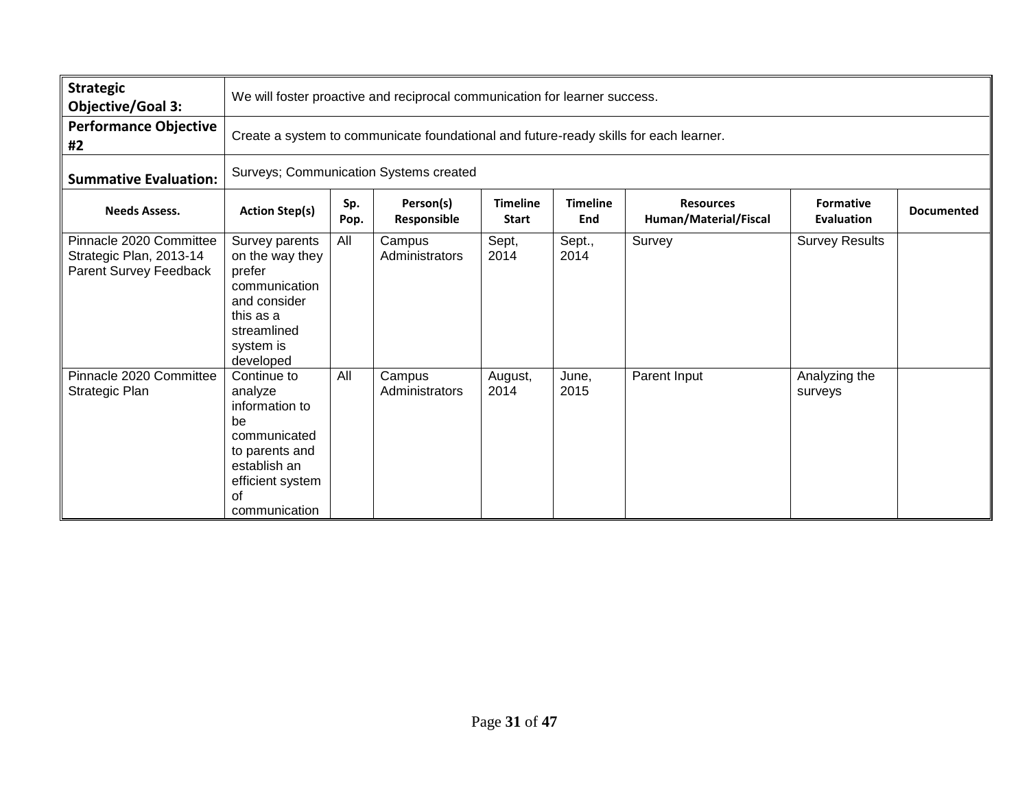| **Strategic Objective/Goal 3:** | We will foster proactive and reciprocal communication for learner success. | | | | | | | |
|---|---|---|---|---|---|---|---|---|
| **Performance Objective #2** | Create a system to communicate foundational and future-ready skills for each learner. | | | | | | | |
| **Summative Evaluation:** | Surveys; Communication Systems created | | | | | | | |
| **Needs Assess.** | **Action Step(s)** | **Sp. Pop.** | **Person(s) Responsible** | **Timeline Start** | **Timeline End** | **Resources Human/Material/Fiscal** | **Formative Evaluation** | **Documented** |
| Pinnacle 2020 Committee Strategic Plan, 2013-14 Parent Survey Feedback | Survey parents on the way they prefer communication and consider this as a streamlined system is developed | All | Campus Administrators | Sept, 2014 | Sept., 2014 | Survey | Survey Results | |
| Pinnacle 2020 Committee Strategic Plan | Continue to analyze information to be communicated to parents and establish an efficient system of communication | All | Campus Administrators | August, 2014 | June, 2015 | Parent Input | Analyzing the surveys | |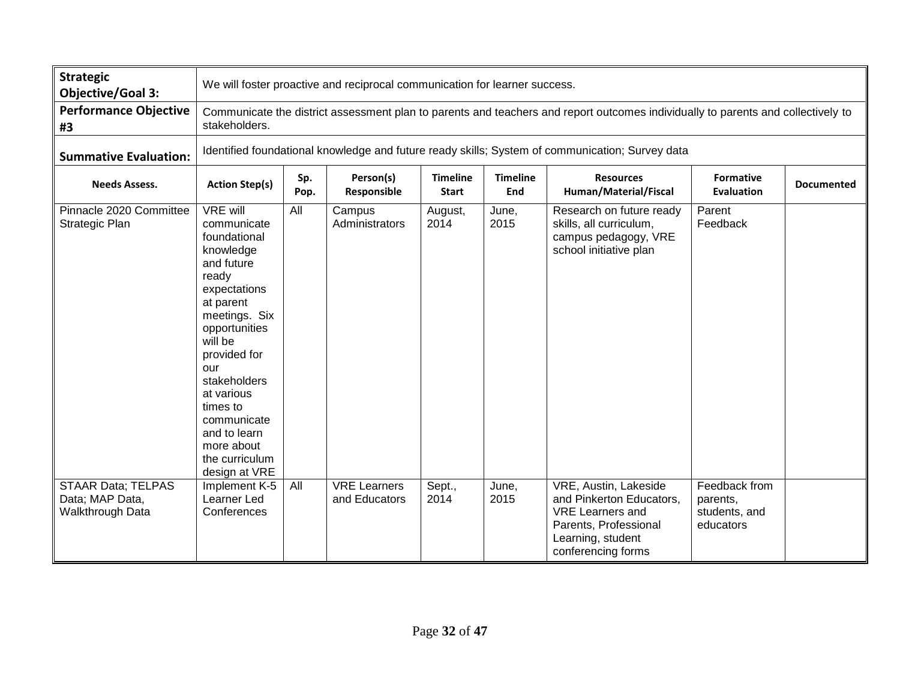| **Strategic Objective/Goal 3:** | We will foster proactive and reciprocal communication for learner success. | | | | | | | |
|---|---|---|---|---|---|---|---|---|
| **Performance Objective #3** | Communicate the district assessment plan to parents and teachers and report outcomes individually to parents and collectively to stakeholders. | | | | | | | |
| **Summative Evaluation:** | Identified foundational knowledge and future ready skills; System of communication; Survey data | | | | | | | |
| **Needs Assess.** | **Action Step(s)** | **Sp. Pop.** | **Person(s) Responsible** | **Timeline Start** | **Timeline End** | **Resources Human/Material/Fiscal** | **Formative Evaluation** | **Documented** |
| Pinnacle 2020 Committee Strategic Plan | VRE will communicate foundational knowledge and future ready expectations at parent meetings. Six opportunities will be provided for our stakeholders at various times to communicate and to learn more about the curriculum design at VRE | All | Campus Administrators | August, 2014 | June, 2015 | Research on future ready skills, all curriculum, campus pedagogy, VRE school initiative plan | Parent Feedback | |
| STAAR Data; TELPAS Data; MAP Data, Walkthrough Data | Implement K-5 Learner Led Conferences | All | VRE Learners and Educators | Sept., 2014 | June, 2015 | VRE, Austin, Lakeside and Pinkerton Educators, VRE Learners and Parents, Professional Learning, student conferencing forms | Feedback from parents, students, and educators | |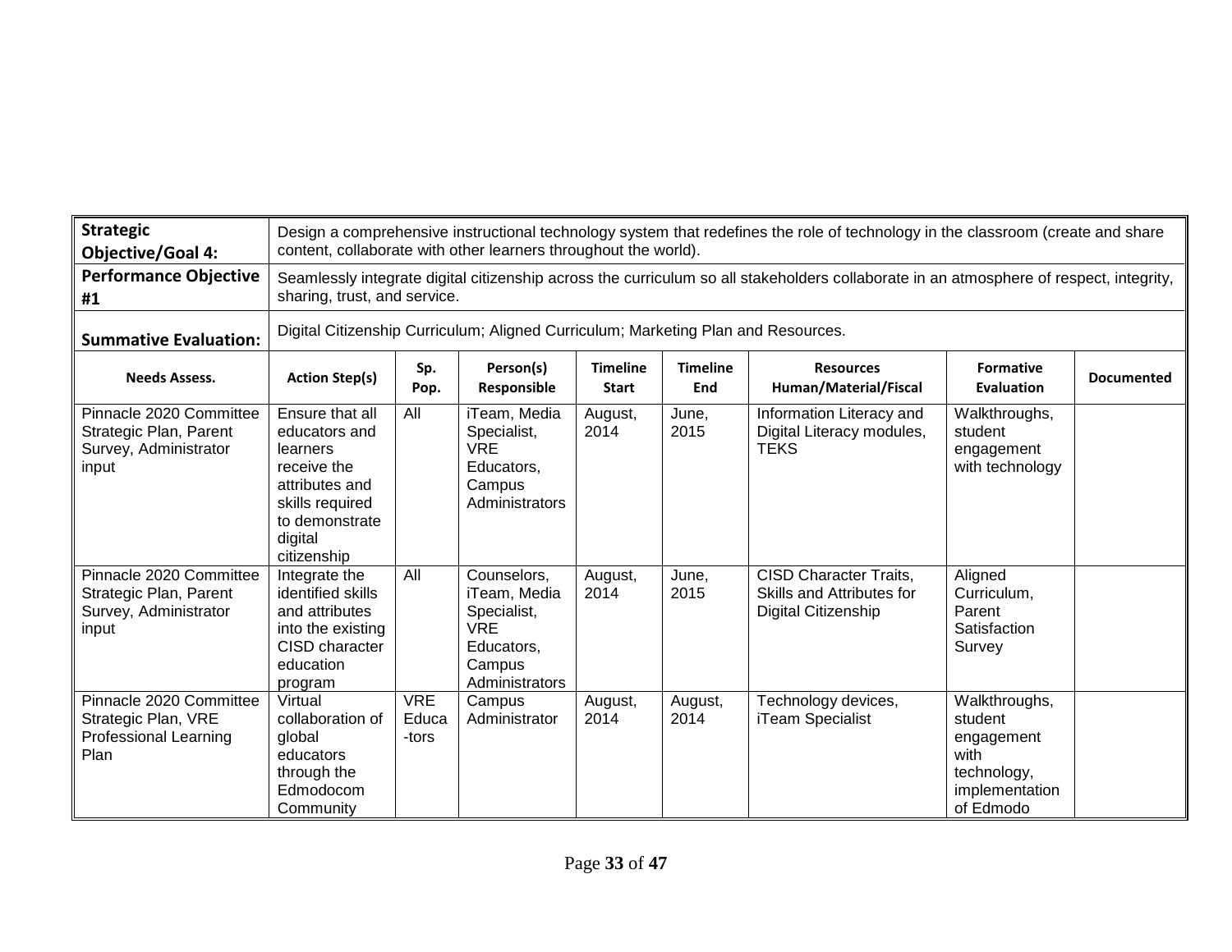| **Strategic Objective/Goal 4:** | Design a comprehensive instructional technology system that redefines the role of technology in the classroom (create and share content, collaborate with other learners throughout the world). | | | | | | | |
|---|---|---|---|---|---|---|---|---|
| **Performance Objective #1** | Seamlessly integrate digital citizenship across the curriculum so all stakeholders collaborate in an atmosphere of respect, integrity, sharing, trust, and service. | | | | | | | |
| **Summative Evaluation:** | Digital Citizenship Curriculum; Aligned Curriculum; Marketing Plan and Resources. | | | | | | | |
| **Needs Assess.** | **Action Step(s)** | **Sp. Pop.** | **Person(s) Responsible** | **Timeline Start** | **Timeline End** | **Resources Human/Material/Fiscal** | **Formative Evaluation** | **Documented** |
| Pinnacle 2020 Committee Strategic Plan, Parent Survey, Administrator input | Ensure that all educators and learners receive the attributes and skills required to demonstrate digital citizenship | All | iTeam, Media Specialist, VRE Educators, Campus Administrators | August, 2014 | June, 2015 | Information Literacy and Digital Literacy modules, TEKS | Walkthroughs, student engagement with technology | |
| Pinnacle 2020 Committee Strategic Plan, Parent Survey, Administrator input | Integrate the identified skills and attributes into the existing CISD character education program | All | Counselors, iTeam, Media Specialist, VRE Educators, Campus Administrators | August, 2014 | June, 2015 | CISD Character Traits, Skills and Attributes for Digital Citizenship | Aligned Curriculum, Parent Satisfaction Survey | |
| Pinnacle 2020 Committee Strategic Plan, VRE Professional Learning Plan | Virtual collaboration of global educators through the Edmodocom Community | VRE Educa-tors | Campus Administrator | August, 2014 | August, 2014 | Technology devices, iTeam Specialist | Walkthroughs, student engagement with technology, implementation of Edmodo | |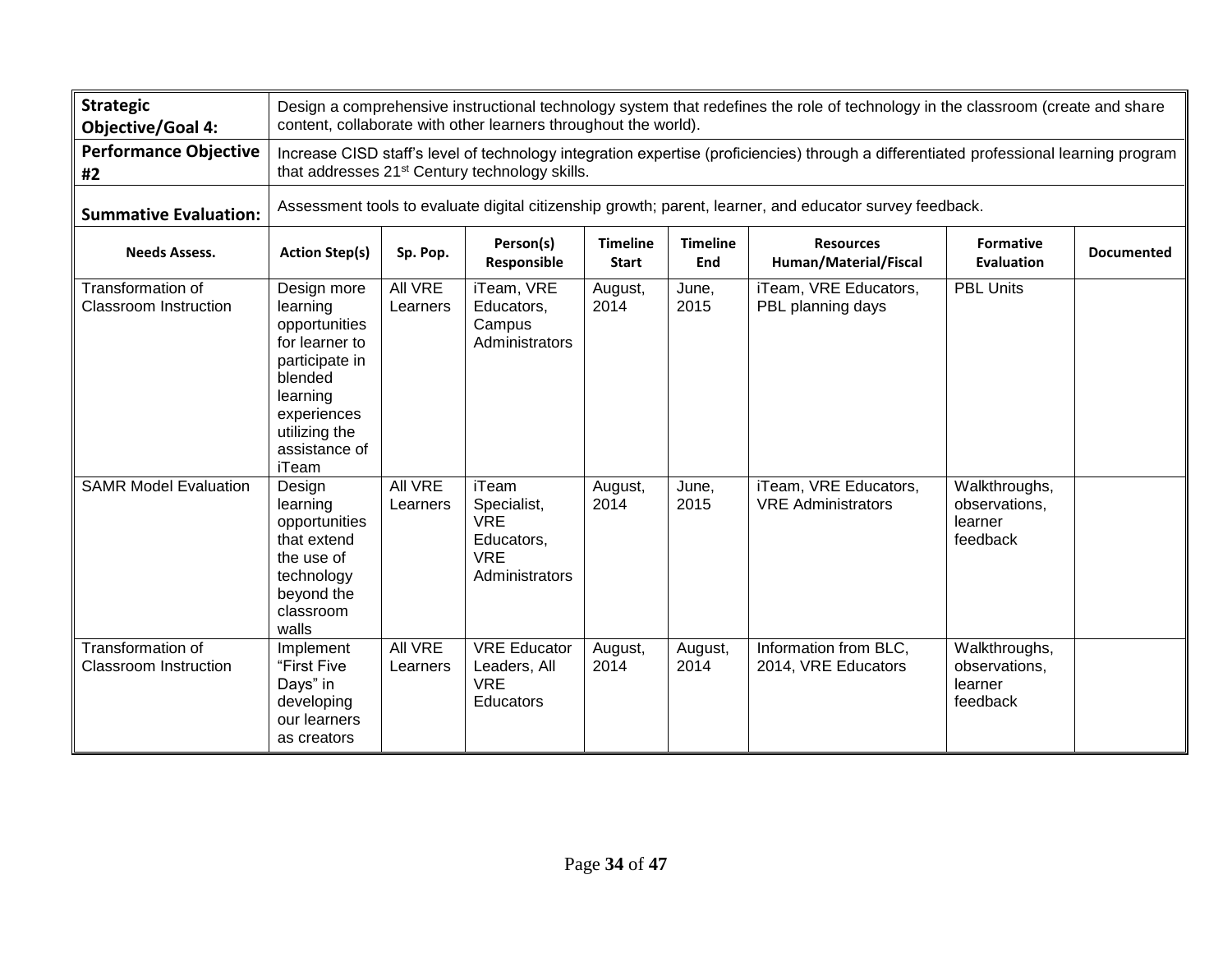| **Strategic Objective/Goal 4:** | Design a comprehensive instructional technology system that redefines the role of technology in the classroom (create and share content, collaborate with other learners throughout the world). | | | | | | | |
|---|---|---|---|---|---|---|---|---|
| **Performance Objective #2** | Increase CISD staff's level of technology integration expertise (proficiencies) through a differentiated professional learning program that addresses 21st Century technology skills. | | | | | | | |
| **Summative Evaluation:** | Assessment tools to evaluate digital citizenship growth; parent, learner, and educator survey feedback. | | | | | | | |
| **Needs Assess.** | **Action Step(s)** | **Sp. Pop.** | **Person(s) Responsible** | **Timeline Start** | **Timeline End** | **Resources Human/Material/Fiscal** | **Formative Evaluation** | **Documented** |
| Transformation of Classroom Instruction | Design more learning opportunities for learner to participate in blended learning experiences utilizing the assistance of iTeam | All VRE Learners | iTeam, VRE Educators, Campus Administrators | August, 2014 | June, 2015 | iTeam, VRE Educators, PBL planning days | PBL Units | |
| SAMR Model Evaluation | Design learning opportunities that extend the use of technology beyond the classroom walls | All VRE Learners | iTeam Specialist, VRE Educators, VRE Administrators | August, 2014 | June, 2015 | iTeam, VRE Educators, VRE Administrators | Walkthroughs, observations, learner feedback | |
| Transformation of Classroom Instruction | Implement "First Five Days" in developing our learners as creators | All VRE Learners | VRE Educator Leaders, All VRE Educators | August, 2014 | August, 2014 | Information from BLC, 2014, VRE Educators | Walkthroughs, observations, learner feedback | |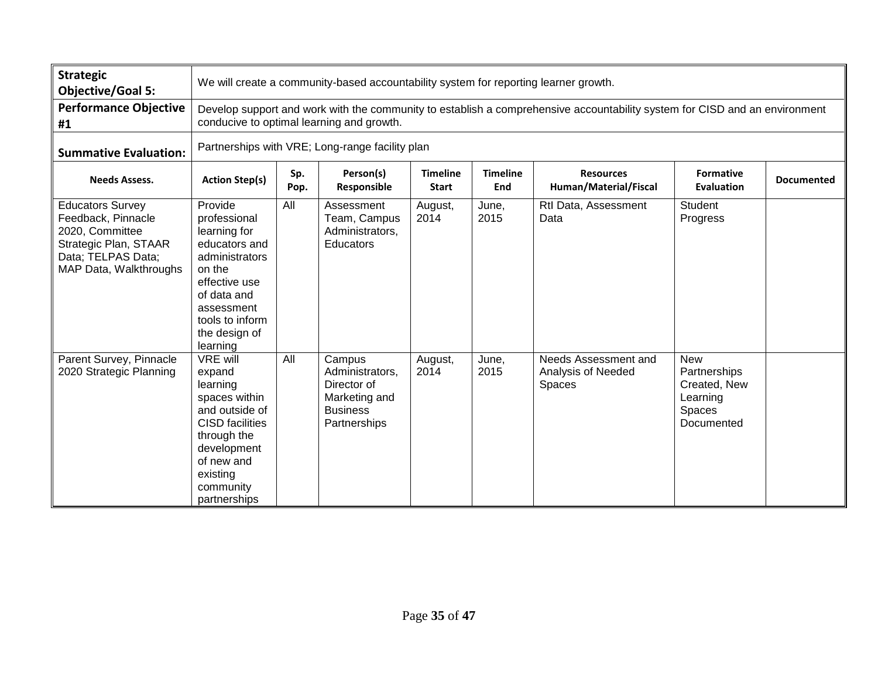| **Strategic Objective/Goal 5:** | We will create a community-based accountability system for reporting learner growth. | | | | | | | |
|---|---|---|---|---|---|---|---|---|
| **Performance Objective #1** | Develop support and work with the community to establish a comprehensive accountability system for CISD and an environment conducive to optimal learning and growth. | | | | | | | |
| **Summative Evaluation:** | Partnerships with VRE; Long-range facility plan | | | | | | | |
| **Needs Assess.** | **Action Step(s)** | **Sp. Pop.** | **Person(s) Responsible** | **Timeline Start** | **Timeline End** | **Resources Human/Material/Fiscal** | **Formative Evaluation** | **Documented** |
| Educators Survey Feedback, Pinnacle 2020, Committee Strategic Plan, STAAR Data; TELPAS Data; MAP Data, Walkthroughs | Provide professional learning for educators and administrators on the effective use of data and assessment tools to inform the design of learning | All | Assessment Team, Campus Administrators, Educators | August, 2014 | June, 2015 | RtI Data, Assessment Data | Student Progress | |
| Parent Survey, Pinnacle 2020 Strategic Planning | VRE will expand learning spaces within and outside of CISD facilities through the development of new and existing community partnerships | All | Campus Administrators, Director of Marketing and Business Partnerships | August, 2014 | June, 2015 | Needs Assessment and Analysis of Needed Spaces | New Partnerships Created, New Learning Spaces Documented | |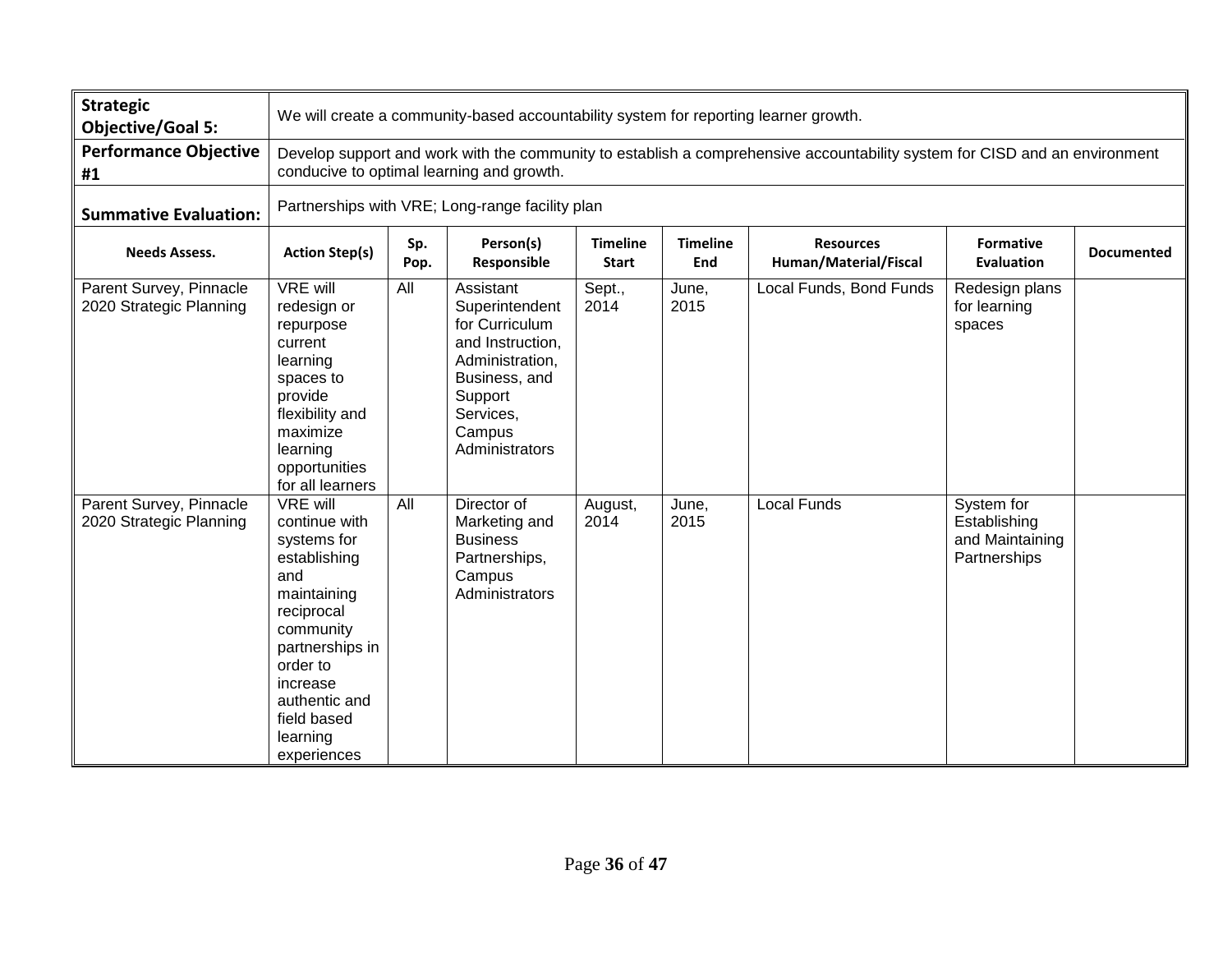| **Strategic Objective/Goal 5:** | We will create a community-based accountability system for reporting learner growth. | | | | | | | |
|---|---|---|---|---|---|---|---|---|
| **Performance Objective #1** | Develop support and work with the community to establish a comprehensive accountability system for CISD and an environment conducive to optimal learning and growth. | | | | | | | |
| **Summative Evaluation:** | Partnerships with VRE; Long-range facility plan | | | | | | | |
| **Needs Assess.** | **Action Step(s)** | **Sp. Pop.** | **Person(s) Responsible** | **Timeline Start** | **Timeline End** | **Resources Human/Material/Fiscal** | **Formative Evaluation** | **Documented** |
| Parent Survey, Pinnacle 2020 Strategic Planning | VRE will redesign or repurpose current learning spaces to provide flexibility and maximize learning opportunities for all learners | All | Assistant Superintendent for Curriculum and Instruction, Administration, Business, and Support Services, Campus Administrators | Sept., 2014 | June, 2015 | Local Funds, Bond Funds | Redesign plans for learning spaces | |
| Parent Survey, Pinnacle 2020 Strategic Planning | VRE will continue with systems for establishing and maintaining reciprocal community partnerships in order to increase authentic and field based learning experiences | All | Director of Marketing and Business Partnerships, Campus Administrators | August, 2014 | June, 2015 | Local Funds | System for Establishing and Maintaining Partnerships | |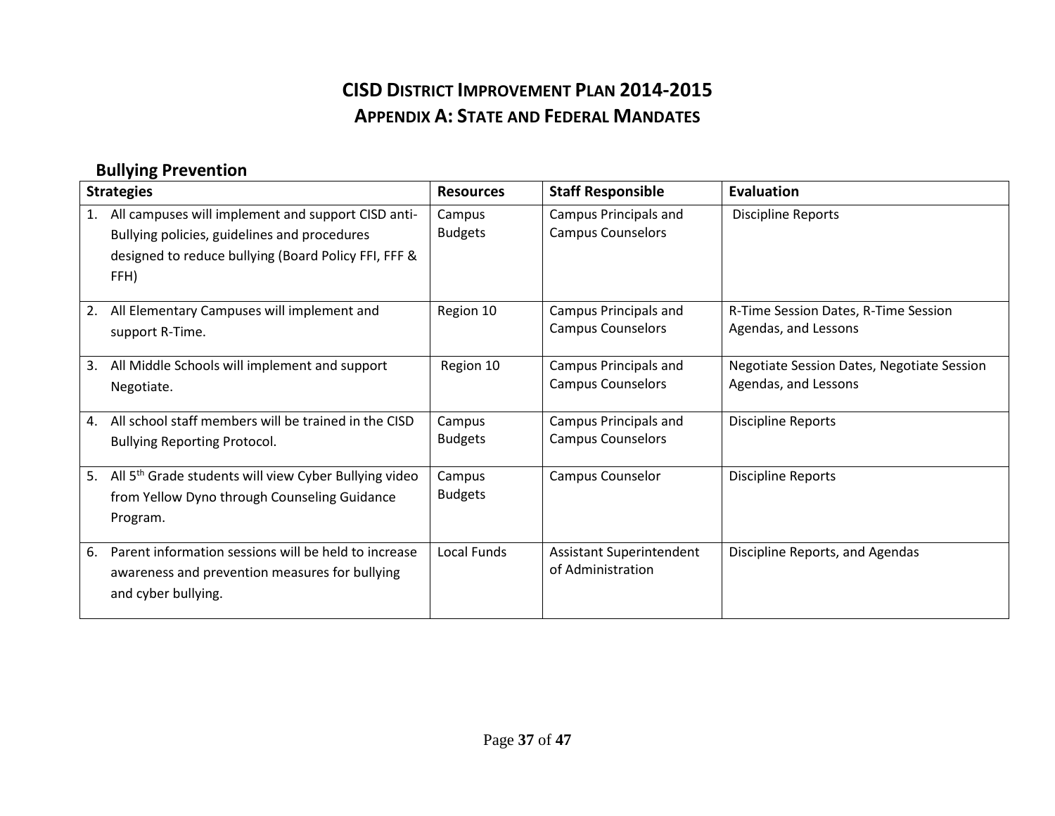# CISD District Improvement Plan 2014-2015

## Appendix A: State and Federal Mandates

### Bullying Prevention

| Strategies | Resources | Staff Responsible | Evaluation |
|---|---|---|---|
| 1. All campuses will implement and support CISD anti-Bullying policies, guidelines and procedures designed to reduce bullying (Board Policy FFI, FFF & FFH) | Campus Budgets | Campus Principals and Campus Counselors | Discipline Reports |
| 2. All Elementary Campuses will implement and support R-Time. | Region 10 | Campus Principals and Campus Counselors | R-Time Session Dates, R-Time Session Agendas, and Lessons |
| 3. All Middle Schools will implement and support Negotiate. | Region 10 | Campus Principals and Campus Counselors | Negotiate Session Dates, Negotiate Session Agendas, and Lessons |
| 4. All school staff members will be trained in the CISD Bullying Reporting Protocol. | Campus Budgets | Campus Principals and Campus Counselors | Discipline Reports |
| 5. All 5th Grade students will view Cyber Bullying video from Yellow Dyno through Counseling Guidance Program. | Campus Budgets | Campus Counselor | Discipline Reports |
| 6. Parent information sessions will be held to increase awareness and prevention measures for bullying and cyber bullying. | Local Funds | Assistant Superintendent of Administration | Discipline Reports, and Agendas |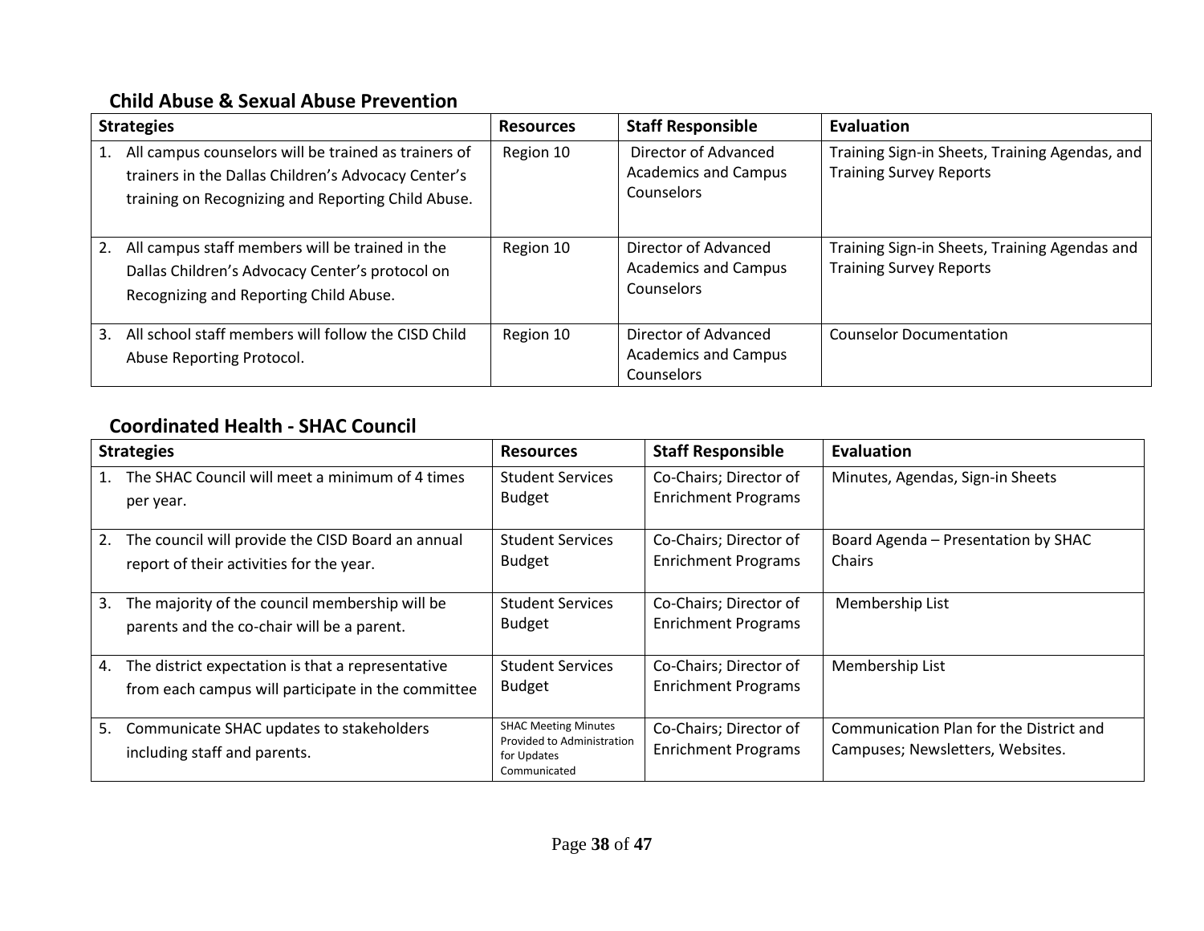## Child Abuse & Sexual Abuse Prevention

| Strategies | Resources | Staff Responsible | Evaluation |
|---|---|---|---|
| 1. All campus counselors will be trained as trainers of trainers in the Dallas Children's Advocacy Center's training on Recognizing and Reporting Child Abuse. | Region 10 | Director of Advanced Academics and Campus Counselors | Training Sign-in Sheets, Training Agendas, and Training Survey Reports |
| 2. All campus staff members will be trained in the Dallas Children's Advocacy Center's protocol on Recognizing and Reporting Child Abuse. | Region 10 | Director of Advanced Academics and Campus Counselors | Training Sign-in Sheets, Training Agendas and Training Survey Reports |
| 3. All school staff members will follow the CISD Child Abuse Reporting Protocol. | Region 10 | Director of Advanced Academics and Campus Counselors | Counselor Documentation |

## Coordinated Health - SHAC Council

| Strategies | Resources | Staff Responsible | Evaluation |
|---|---|---|---|
| 1. The SHAC Council will meet a minimum of 4 times per year. | Student Services Budget | Co-Chairs; Director of Enrichment Programs | Minutes, Agendas, Sign-in Sheets |
| 2. The council will provide the CISD Board an annual report of their activities for the year. | Student Services Budget | Co-Chairs; Director of Enrichment Programs | Board Agenda – Presentation by SHAC Chairs |
| 3. The majority of the council membership will be parents and the co-chair will be a parent. | Student Services Budget | Co-Chairs; Director of Enrichment Programs | Membership List |
| 4. The district expectation is that a representative from each campus will participate in the committee | Student Services Budget | Co-Chairs; Director of Enrichment Programs | Membership List |
| 5. Communicate SHAC updates to stakeholders including staff and parents. | SHAC Meeting Minutes Provided to Administration for Updates Communicated | Co-Chairs; Director of Enrichment Programs | Communication Plan for the District and Campuses; Newsletters, Websites. |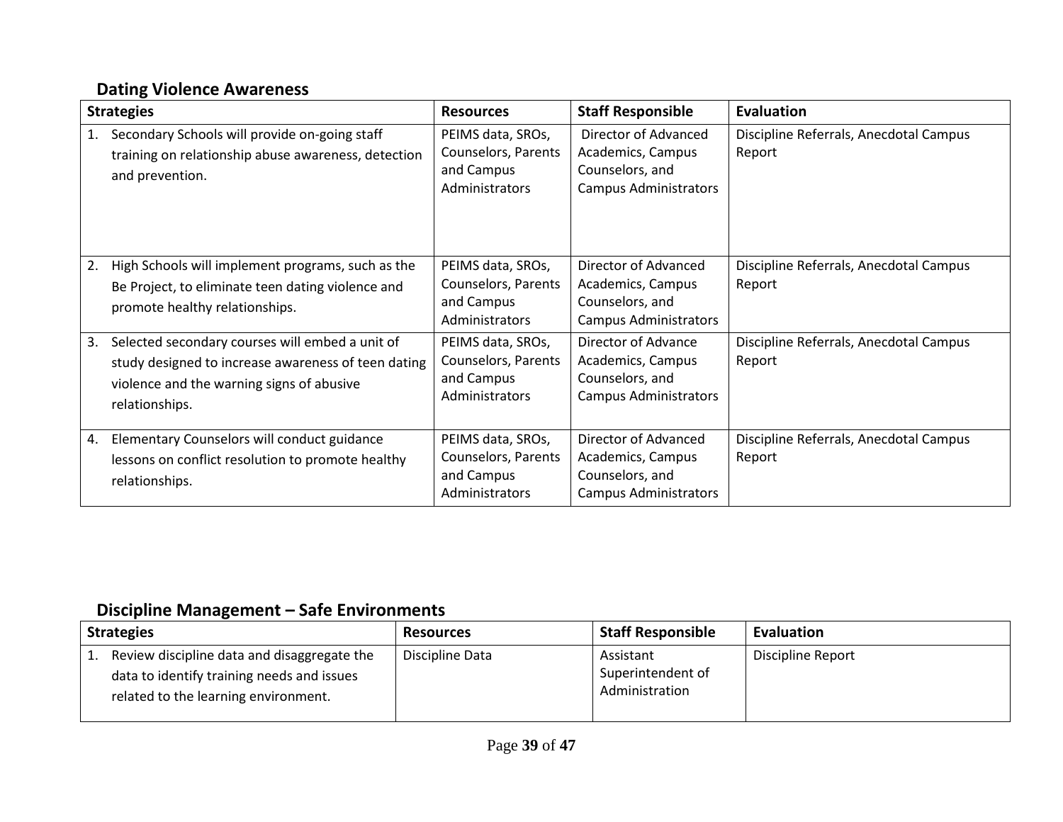## Dating Violence Awareness

| Strategies | Resources | Staff Responsible | Evaluation |
|---|---|---|---|
| 1. Secondary Schools will provide on-going staff training on relationship abuse awareness, detection and prevention. | PEIMS data, SROs, Counselors, Parents and Campus Administrators | Director of Advanced Academics, Campus Counselors, and Campus Administrators | Discipline Referrals, Anecdotal Campus Report |
| 2. High Schools will implement programs, such as the Be Project, to eliminate teen dating violence and promote healthy relationships. | PEIMS data, SROs, Counselors, Parents and Campus Administrators | Director of Advanced Academics, Campus Counselors, and Campus Administrators | Discipline Referrals, Anecdotal Campus Report |
| 3. Selected secondary courses will embed a unit of study designed to increase awareness of teen dating violence and the warning signs of abusive relationships. | PEIMS data, SROs, Counselors, Parents and Campus Administrators | Director of Advance Academics, Campus Counselors, and Campus Administrators | Discipline Referrals, Anecdotal Campus Report |
| 4. Elementary Counselors will conduct guidance lessons on conflict resolution to promote healthy relationships. | PEIMS data, SROs, Counselors, Parents and Campus Administrators | Director of Advanced Academics, Campus Counselors, and Campus Administrators | Discipline Referrals, Anecdotal Campus Report |

## Discipline Management – Safe Environments

| Strategies | Resources | Staff Responsible | Evaluation |
|---|---|---|---|
| 1. Review discipline data and disaggregate the data to identify training needs and issues related to the learning environment. | Discipline Data | Assistant Superintendent of Administration | Discipline Report |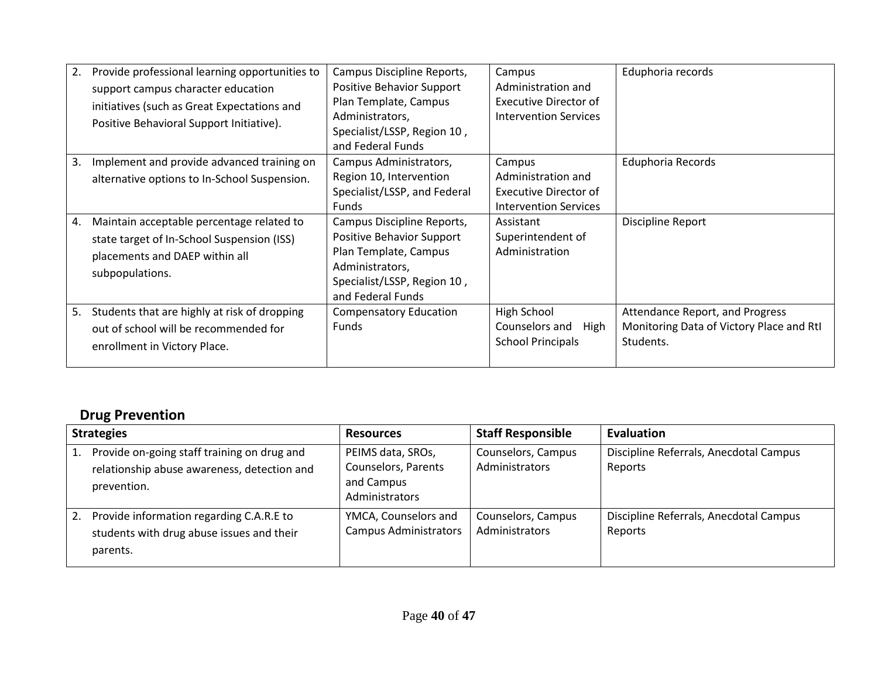| | | | |
|---|---|---|---|
| 2. Provide professional learning opportunities to support campus character education initiatives (such as Great Expectations and Positive Behavioral Support Initiative). | Campus Discipline Reports, Positive Behavior Support Plan Template, Campus Administrators, Specialist/LSSP, Region 10 , and Federal Funds | Campus Administration and Executive Director of Intervention Services | Eduphoria records |
| 3. Implement and provide advanced training on alternative options to In-School Suspension. | Campus Administrators, Region 10, Intervention Specialist/LSSP, and Federal Funds | Campus Administration and Executive Director of Intervention Services | Eduphoria Records |
| 4. Maintain acceptable percentage related to state target of In-School Suspension (ISS) placements and DAEP within all subpopulations. | Campus Discipline Reports, Positive Behavior Support Plan Template, Campus Administrators, Specialist/LSSP, Region 10 , and Federal Funds | Assistant Superintendent of Administration | Discipline Report |
| 5. Students that are highly at risk of dropping out of school will be recommended for enrollment in Victory Place. | Compensatory Education Funds | High School Counselors and High School Principals | Attendance Report, and Progress Monitoring Data of Victory Place and RtI Students. |

## Drug Prevention

| Strategies | Resources | Staff Responsible | Evaluation |
|---|---|---|---|
| 1. Provide on-going staff training on drug and relationship abuse awareness, detection and prevention. | PEIMS data, SROs, Counselors, Parents and Campus Administrators | Counselors, Campus Administrators | Discipline Referrals, Anecdotal Campus Reports |
| 2. Provide information regarding C.A.R.E to students with drug abuse issues and their parents. | YMCA, Counselors and Campus Administrators | Counselors, Campus Administrators | Discipline Referrals, Anecdotal Campus Reports |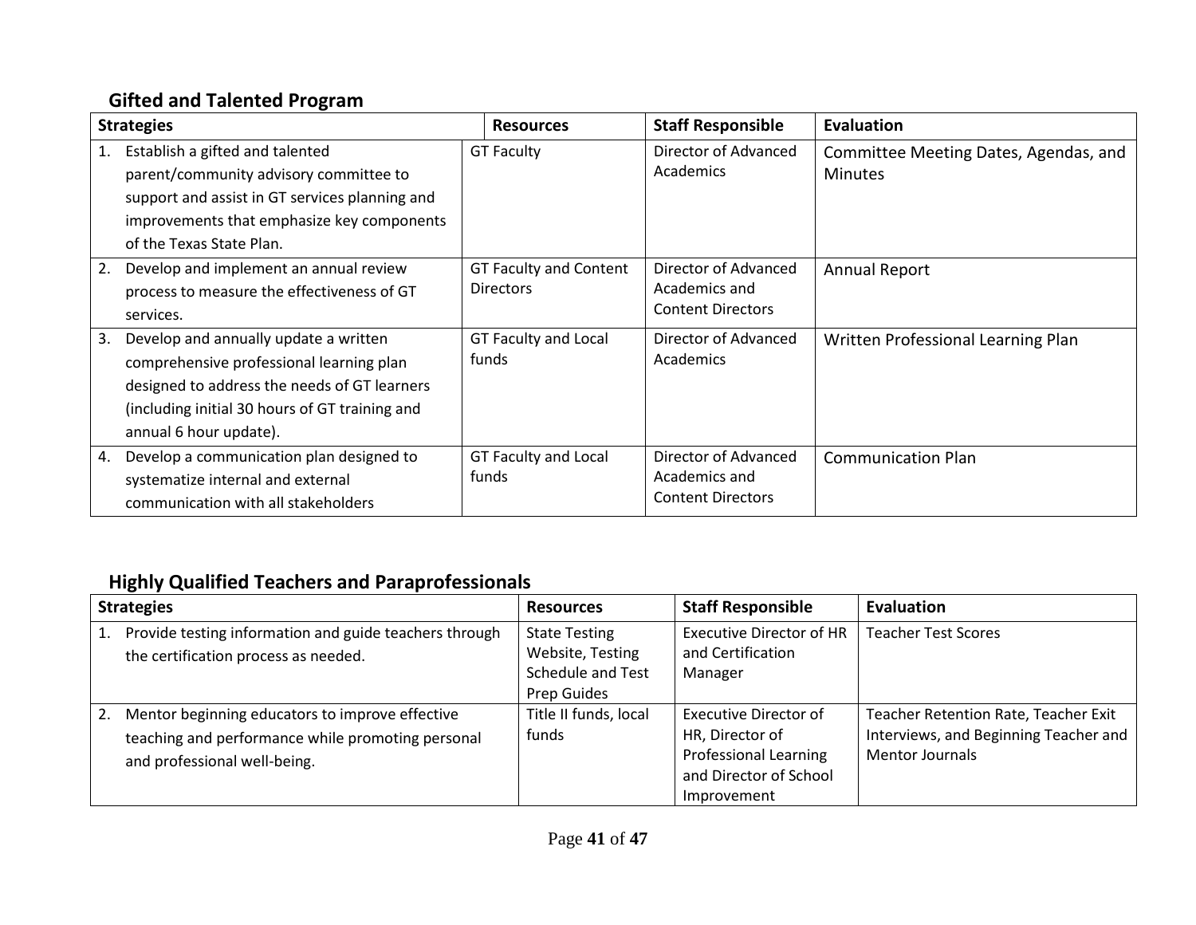## Gifted and Talented Program

| Strategies | Resources | Staff Responsible | Evaluation |
| --- | --- | --- | --- |
| 1. Establish a gifted and talented parent/community advisory committee to support and assist in GT services planning and improvements that emphasize key components of the Texas State Plan. | GT Faculty | Director of Advanced Academics | Committee Meeting Dates, Agendas, and Minutes |
| 2. Develop and implement an annual review process to measure the effectiveness of GT services. | GT Faculty and Content Directors | Director of Advanced Academics and Content Directors | Annual Report |
| 3. Develop and annually update a written comprehensive professional learning plan designed to address the needs of GT learners (including initial 30 hours of GT training and annual 6 hour update). | GT Faculty and Local funds | Director of Advanced Academics | Written Professional Learning Plan |
| 4. Develop a communication plan designed to systematize internal and external communication with all stakeholders | GT Faculty and Local funds | Director of Advanced Academics and Content Directors | Communication Plan |

## Highly Qualified Teachers and Paraprofessionals

| Strategies | Resources | Staff Responsible | Evaluation |
| --- | --- | --- | --- |
| 1. Provide testing information and guide teachers through the certification process as needed. | State Testing Website, Testing Schedule and Test Prep Guides | Executive Director of HR and Certification Manager | Teacher Test Scores |
| 2. Mentor beginning educators to improve effective teaching and performance while promoting personal and professional well-being. | Title II funds, local funds | Executive Director of HR, Director of Professional Learning and Director of School Improvement | Teacher Retention Rate, Teacher Exit Interviews, and Beginning Teacher and Mentor Journals |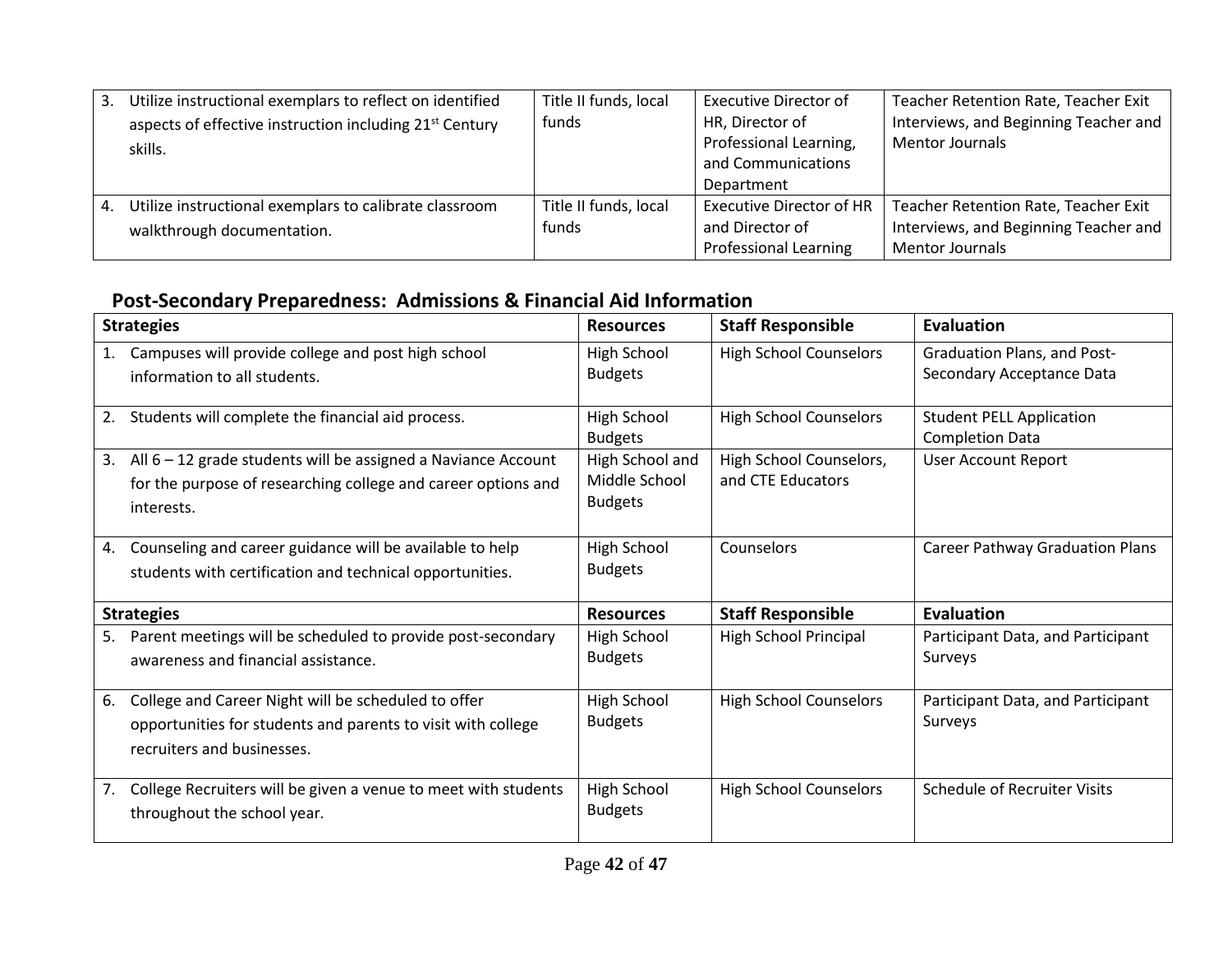| | | | |
|---|---|---|---|
| 3. Utilize instructional exemplars to reflect on identified aspects of effective instruction including 21st Century skills. | Title II funds, local funds | Executive Director of HR, Director of Professional Learning, and Communications Department | Teacher Retention Rate, Teacher Exit Interviews, and Beginning Teacher and Mentor Journals |
| 4. Utilize instructional exemplars to calibrate classroom walkthrough documentation. | Title II funds, local funds | Executive Director of HR and Director of Professional Learning | Teacher Retention Rate, Teacher Exit Interviews, and Beginning Teacher and Mentor Journals |

## Post-Secondary Preparedness: Admissions & Financial Aid Information

| Strategies | Resources | Staff Responsible | Evaluation |
|---|---|---|---|
| 1. Campuses will provide college and post high school information to all students. | High School Budgets | High School Counselors | Graduation Plans, and Post-Secondary Acceptance Data |
| 2. Students will complete the financial aid process. | High School Budgets | High School Counselors | Student PELL Application Completion Data |
| 3. All 6 – 12 grade students will be assigned a Naviance Account for the purpose of researching college and career options and interests. | High School and Middle School Budgets | High School Counselors, and CTE Educators | User Account Report |
| 4. Counseling and career guidance will be available to help students with certification and technical opportunities. | High School Budgets | Counselors | Career Pathway Graduation Plans |
| **Strategies** | **Resources** | **Staff Responsible** | **Evaluation** |
| 5. Parent meetings will be scheduled to provide post-secondary awareness and financial assistance. | High School Budgets | High School Principal | Participant Data, and Participant Surveys |
| 6. College and Career Night will be scheduled to offer opportunities for students and parents to visit with college recruiters and businesses. | High School Budgets | High School Counselors | Participant Data, and Participant Surveys |
| 7. College Recruiters will be given a venue to meet with students throughout the school year. | High School Budgets | High School Counselors | Schedule of Recruiter Visits |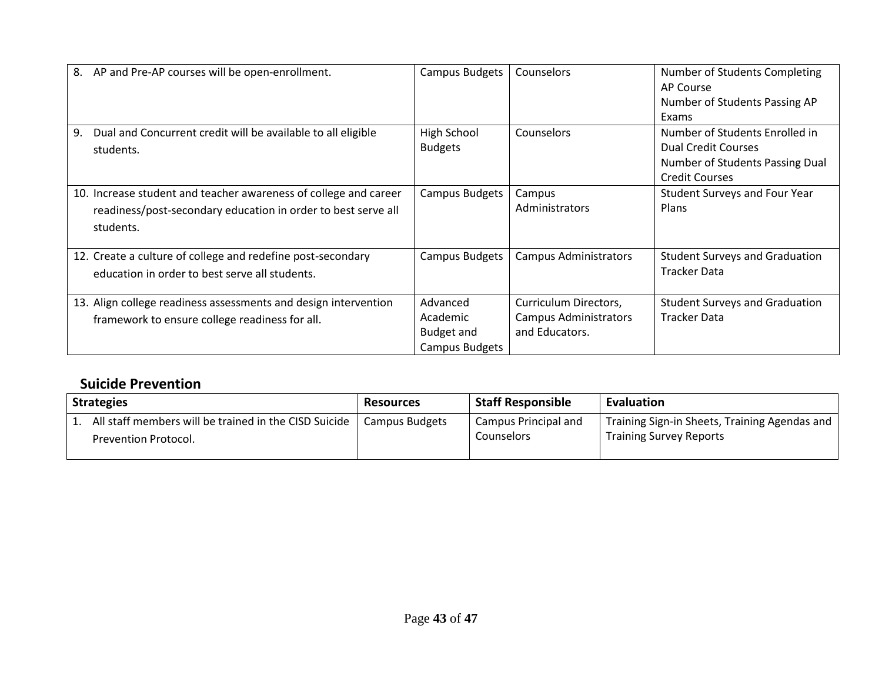| | | | |
|---|---|---|---|
| 8. AP and Pre-AP courses will be open-enrollment. | Campus Budgets | Counselors | Number of Students Completing AP Course<br>Number of Students Passing AP Exams |
| 9. Dual and Concurrent credit will be available to all eligible students. | High School Budgets | Counselors | Number of Students Enrolled in Dual Credit Courses<br>Number of Students Passing Dual Credit Courses |
| 10. Increase student and teacher awareness of college and career readiness/post-secondary education in order to best serve all students. | Campus Budgets | Campus Administrators | Student Surveys and Four Year Plans |
| 12. Create a culture of college and redefine post-secondary education in order to best serve all students. | Campus Budgets | Campus Administrators | Student Surveys and Graduation Tracker Data |
| 13. Align college readiness assessments and design intervention framework to ensure college readiness for all. | Advanced Academic Budget and Campus Budgets | Curriculum Directors, Campus Administrators and Educators. | Student Surveys and Graduation Tracker Data |

## Suicide Prevention

| Strategies | Resources | Staff Responsible | Evaluation |
|---|---|---|---|
| 1. All staff members will be trained in the CISD Suicide Prevention Protocol. | Campus Budgets | Campus Principal and Counselors | Training Sign-in Sheets, Training Agendas and Training Survey Reports |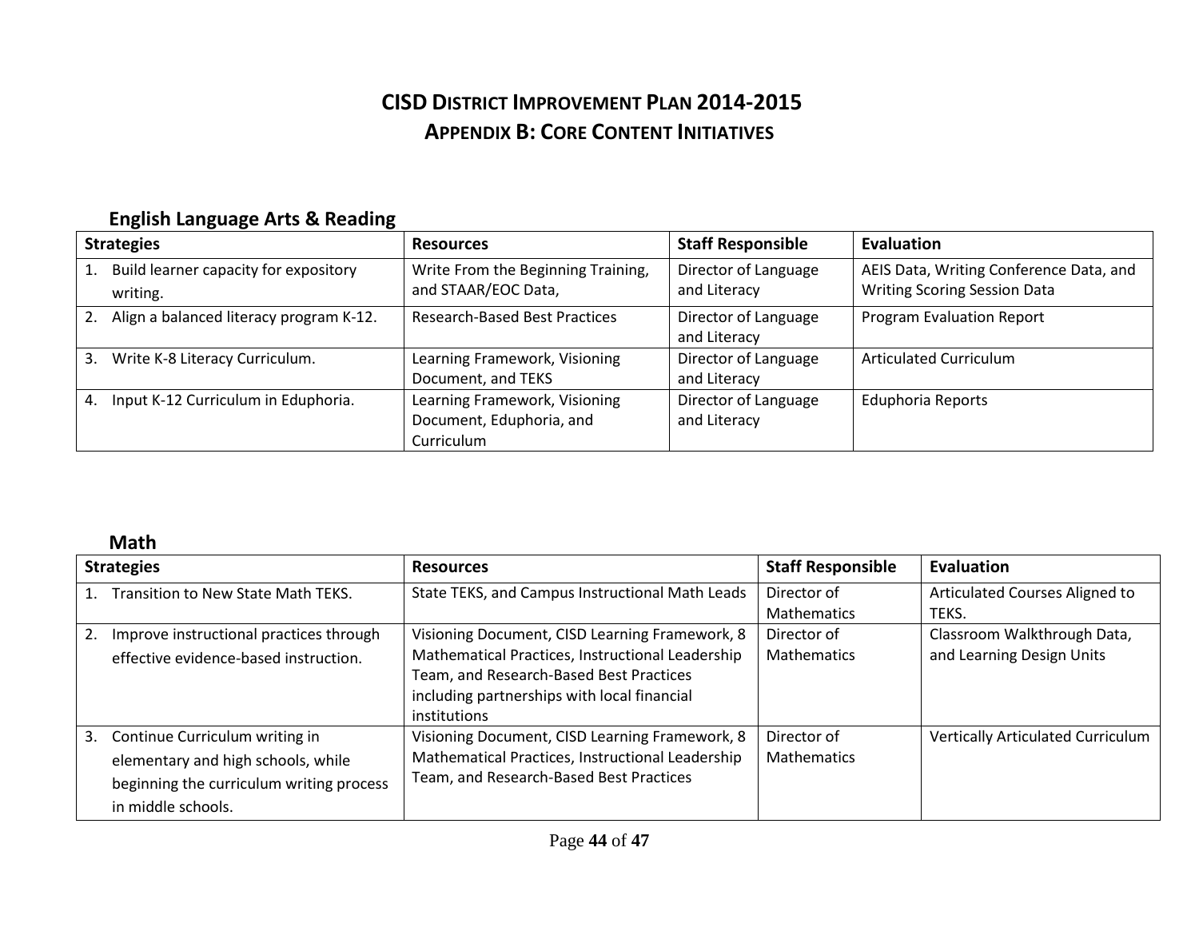# CISD District Improvement Plan 2014-2015

## Appendix B: Core Content Initiatives

### English Language Arts & Reading

| Strategies | Resources | Staff Responsible | Evaluation |
|---|---|---|---|
| 1. Build learner capacity for expository writing. | Write From the Beginning Training, and STAAR/EOC Data, | Director of Language and Literacy | AEIS Data, Writing Conference Data, and Writing Scoring Session Data |
| 2. Align a balanced literacy program K-12. | Research-Based Best Practices | Director of Language and Literacy | Program Evaluation Report |
| 3. Write K-8 Literacy Curriculum. | Learning Framework, Visioning Document, and TEKS | Director of Language and Literacy | Articulated Curriculum |
| 4. Input K-12 Curriculum in Eduphoria. | Learning Framework, Visioning Document, Eduphoria, and Curriculum | Director of Language and Literacy | Eduphoria Reports |

### Math

| Strategies | Resources | Staff Responsible | Evaluation |
|---|---|---|---|
| 1. Transition to New State Math TEKS. | State TEKS, and Campus Instructional Math Leads | Director of Mathematics | Articulated Courses Aligned to TEKS. |
| 2. Improve instructional practices through effective evidence-based instruction. | Visioning Document, CISD Learning Framework, 8 Mathematical Practices, Instructional Leadership Team, and Research-Based Best Practices including partnerships with local financial institutions | Director of Mathematics | Classroom Walkthrough Data, and Learning Design Units |
| 3. Continue Curriculum writing in elementary and high schools, while beginning the curriculum writing process in middle schools. | Visioning Document, CISD Learning Framework, 8 Mathematical Practices, Instructional Leadership Team, and Research-Based Best Practices | Director of Mathematics | Vertically Articulated Curriculum |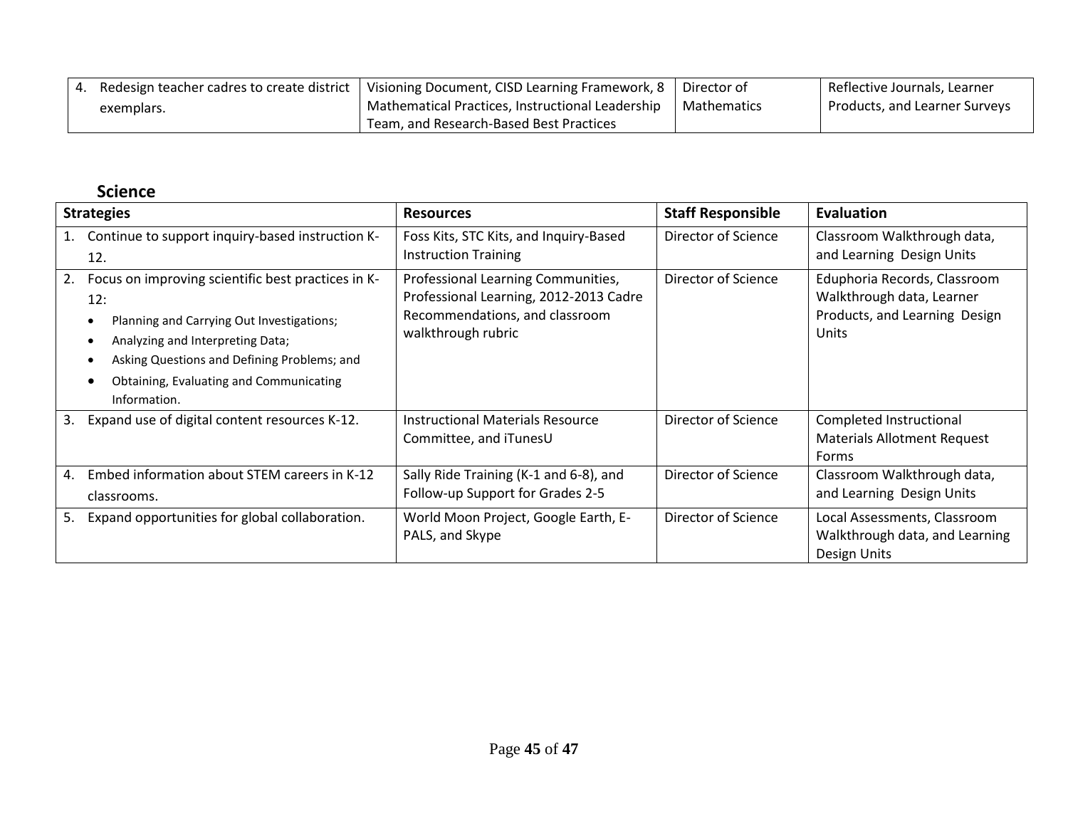| | | | |
|---|---|---|---|
| 4. Redesign teacher cadres to create district exemplars. | Visioning Document, CISD Learning Framework, 8 Mathematical Practices, Instructional Leadership Team, and Research-Based Best Practices | Director of Mathematics | Reflective Journals, Learner Products, and Learner Surveys |

## Science

| Strategies | Resources | Staff Responsible | Evaluation |
|---|---|---|---|
| 1. Continue to support inquiry-based instruction K-12. | Foss Kits, STC Kits, and Inquiry-Based Instruction Training | Director of Science | Classroom Walkthrough data, and Learning Design Units |
| 2. Focus on improving scientific best practices in K-12:<br>• Planning and Carrying Out Investigations;<br>• Analyzing and Interpreting Data;<br>• Asking Questions and Defining Problems; and<br>• Obtaining, Evaluating and Communicating Information. | Professional Learning Communities, Professional Learning, 2012-2013 Cadre Recommendations, and classroom walkthrough rubric | Director of Science | Eduphoria Records, Classroom Walkthrough data, Learner Products, and Learning Design Units |
| 3. Expand use of digital content resources K-12. | Instructional Materials Resource Committee, and iTunesU | Director of Science | Completed Instructional Materials Allotment Request Forms |
| 4. Embed information about STEM careers in K-12 classrooms. | Sally Ride Training (K-1 and 6-8), and Follow-up Support for Grades 2-5 | Director of Science | Classroom Walkthrough data, and Learning Design Units |
| 5. Expand opportunities for global collaboration. | World Moon Project, Google Earth, E-PALS, and Skype | Director of Science | Local Assessments, Classroom Walkthrough data, and Learning Design Units |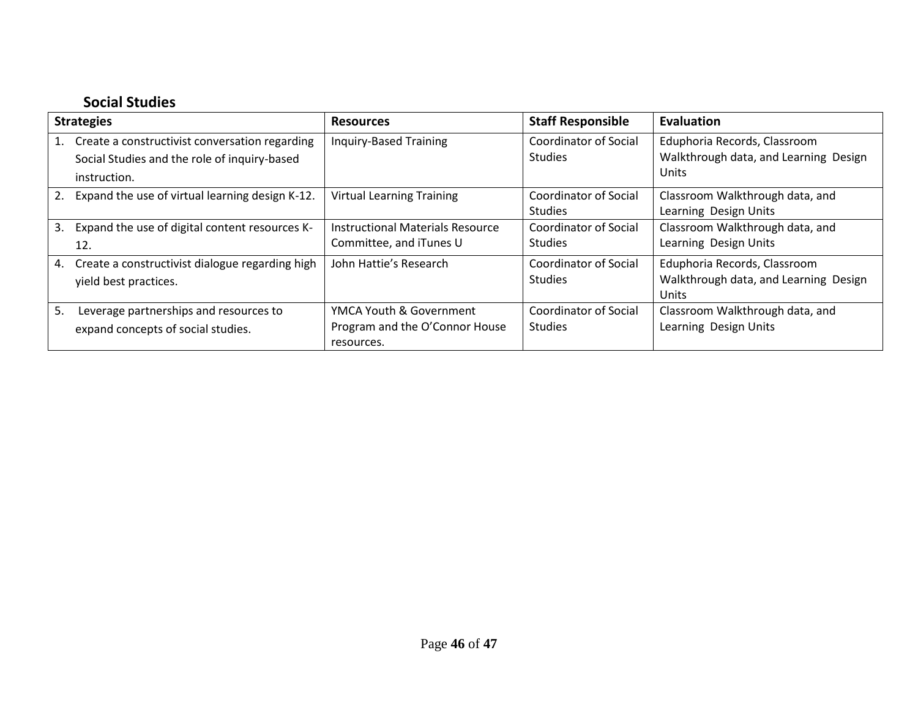### Social Studies

| Strategies | Resources | Staff Responsible | Evaluation |
|---|---|---|---|
| 1. Create a constructivist conversation regarding Social Studies and the role of inquiry-based instruction. | Inquiry-Based Training | Coordinator of Social Studies | Eduphoria Records, Classroom Walkthrough data, and Learning Design Units |
| 2. Expand the use of virtual learning design K-12. | Virtual Learning Training | Coordinator of Social Studies | Classroom Walkthrough data, and Learning Design Units |
| 3. Expand the use of digital content resources K-12. | Instructional Materials Resource Committee, and iTunes U | Coordinator of Social Studies | Classroom Walkthrough data, and Learning Design Units |
| 4. Create a constructivist dialogue regarding high yield best practices. | John Hattie's Research | Coordinator of Social Studies | Eduphoria Records, Classroom Walkthrough data, and Learning Design Units |
| 5. Leverage partnerships and resources to expand concepts of social studies. | YMCA Youth & Government Program and the O'Connor House resources. | Coordinator of Social Studies | Classroom Walkthrough data, and Learning Design Units |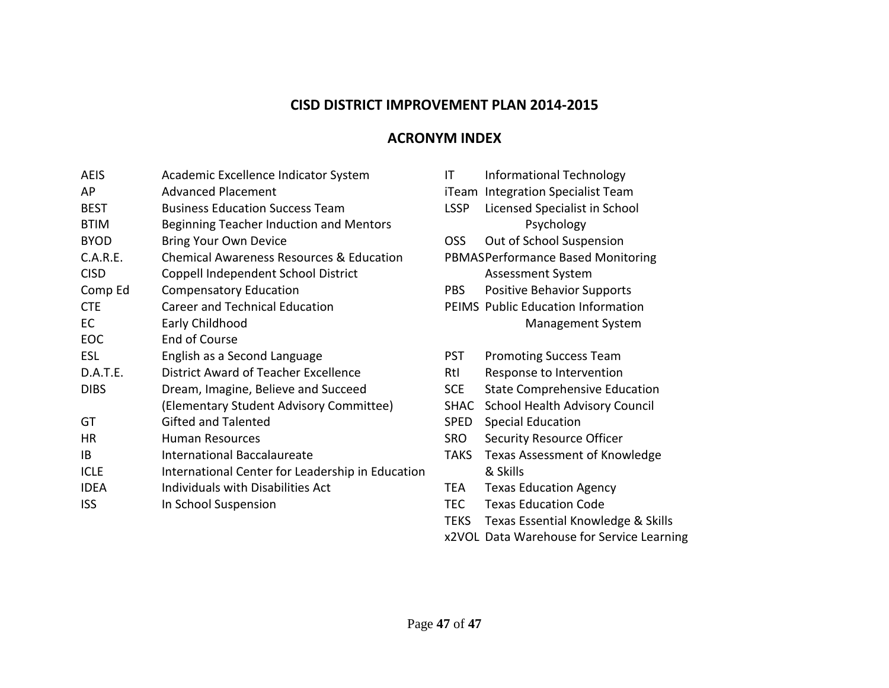# CISD DISTRICT IMPROVEMENT PLAN 2014-2015

## ACRONYM INDEX

| | |
|---|---|
| AEIS | Academic Excellence Indicator System |
| AP | Advanced Placement |
| BEST | Business Education Success Team |
| BTIM | Beginning Teacher Induction and Mentors |
| BYOD | Bring Your Own Device |
| C.A.R.E. | Chemical Awareness Resources & Education |
| CISD | Coppell Independent School District |
| Comp Ed | Compensatory Education |
| CTE | Career and Technical Education |
| EC | Early Childhood |
| EOC | End of Course |
| ESL | English as a Second Language |
| D.A.T.E. | District Award of Teacher Excellence |
| DIBS | Dream, Imagine, Believe and Succeed (Elementary Student Advisory Committee) |
| GT | Gifted and Talented |
| HR | Human Resources |
| IB | International Baccalaureate |
| ICLE | International Center for Leadership in Education |
| IDEA | Individuals with Disabilities Act |
| ISS | In School Suspension |
| IT | Informational Technology |
| iTeam | Integration Specialist Team |
| LSSP | Licensed Specialist in School Psychology |
| OSS | Out of School Suspension |
| PBMAS | Performance Based Monitoring Assessment System |
| PBS | Positive Behavior Supports |
| PEIMS | Public Education Information Management System |
| PST | Promoting Success Team |
| RtI | Response to Intervention |
| SCE | State Comprehensive Education |
| SHAC | School Health Advisory Council |
| SPED | Special Education |
| SRO | Security Resource Officer |
| TAKS | Texas Assessment of Knowledge & Skills |
| TEA | Texas Education Agency |
| TEC | Texas Education Code |
| TEKS | Texas Essential Knowledge & Skills |
| x2VOL | Data Warehouse for Service Learning |